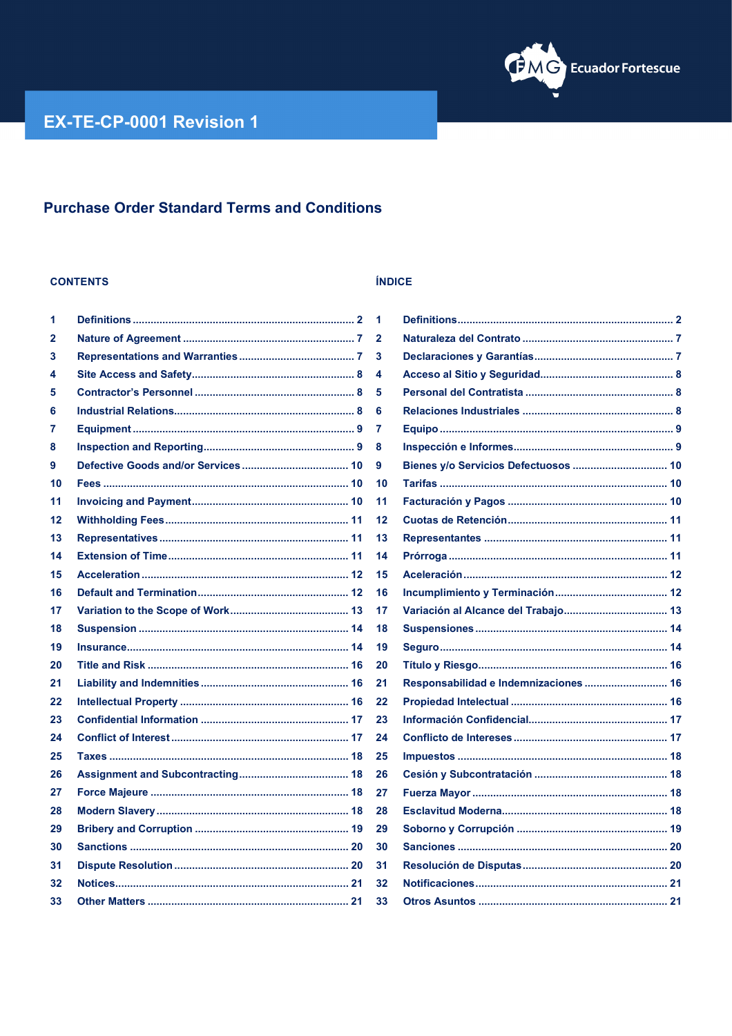FMG Ecuador Fortescue

# EX-TE-CP-0001 Revision 1

## Purchase Order Standard Terms and Conditions

| CONTENTS | | | ÍNDICE | | |
|---|---|---|---|---|---|
| 1 | Definitions | 2 | 1 | Definitions | 2 |
| 2 | Nature of Agreement | 7 | 2 | Naturaleza del Contrato | 7 |
| 3 | Representations and Warranties | 7 | 3 | Declaraciones y Garantías | 7 |
| 4 | Site Access and Safety | 8 | 4 | Acceso al Sitio y Seguridad | 8 |
| 5 | Contractor's Personnel | 8 | 5 | Personal del Contratista | 8 |
| 6 | Industrial Relations | 8 | 6 | Relaciones Industriales | 8 |
| 7 | Equipment | 9 | 7 | Equipo | 9 |
| 8 | Inspection and Reporting | 9 | 8 | Inspección e Informes | 9 |
| 9 | Defective Goods and/or Services | 10 | 9 | Bienes y/o Servicios Defectuosos | 10 |
| 10 | Fees | 10 | 10 | Tarifas | 10 |
| 11 | Invoicing and Payment | 10 | 11 | Facturación y Pagos | 10 |
| 12 | Withholding Fees | 11 | 12 | Cuotas de Retención | 11 |
| 13 | Representatives | 11 | 13 | Representantes | 11 |
| 14 | Extension of Time | 11 | 14 | Prórroga | 11 |
| 15 | Acceleration | 12 | 15 | Aceleración | 12 |
| 16 | Default and Termination | 12 | 16 | Incumplimiento y Terminación | 12 |
| 17 | Variation to the Scope of Work | 13 | 17 | Variación al Alcance del Trabajo | 13 |
| 18 | Suspension | 14 | 18 | Suspensiones | 14 |
| 19 | Insurance | 14 | 19 | Seguro | 14 |
| 20 | Title and Risk | 16 | 20 | Título y Riesgo | 16 |
| 21 | Liability and Indemnities | 16 | 21 | Responsabilidad e Indemnizaciones | 16 |
| 22 | Intellectual Property | 16 | 22 | Propiedad Intelectual | 16 |
| 23 | Confidential Information | 17 | 23 | Información Confidencial | 17 |
| 24 | Conflict of Interest | 17 | 24 | Conflicto de Intereses | 17 |
| 25 | Taxes | 18 | 25 | Impuestos | 18 |
| 26 | Assignment and Subcontracting | 18 | 26 | Cesión y Subcontratación | 18 |
| 27 | Force Majeure | 18 | 27 | Fuerza Mayor | 18 |
| 28 | Modern Slavery | 18 | 28 | Esclavitud Moderna | 18 |
| 29 | Bribery and Corruption | 19 | 29 | Soborno y Corrupción | 19 |
| 30 | Sanctions | 20 | 30 | Sanciones | 20 |
| 31 | Dispute Resolution | 20 | 31 | Resolución de Disputas | 20 |
| 32 | Notices | 21 | 32 | Notificaciones | 21 |
| 33 | Other Matters | 21 | 33 | Otros Asuntos | 21 |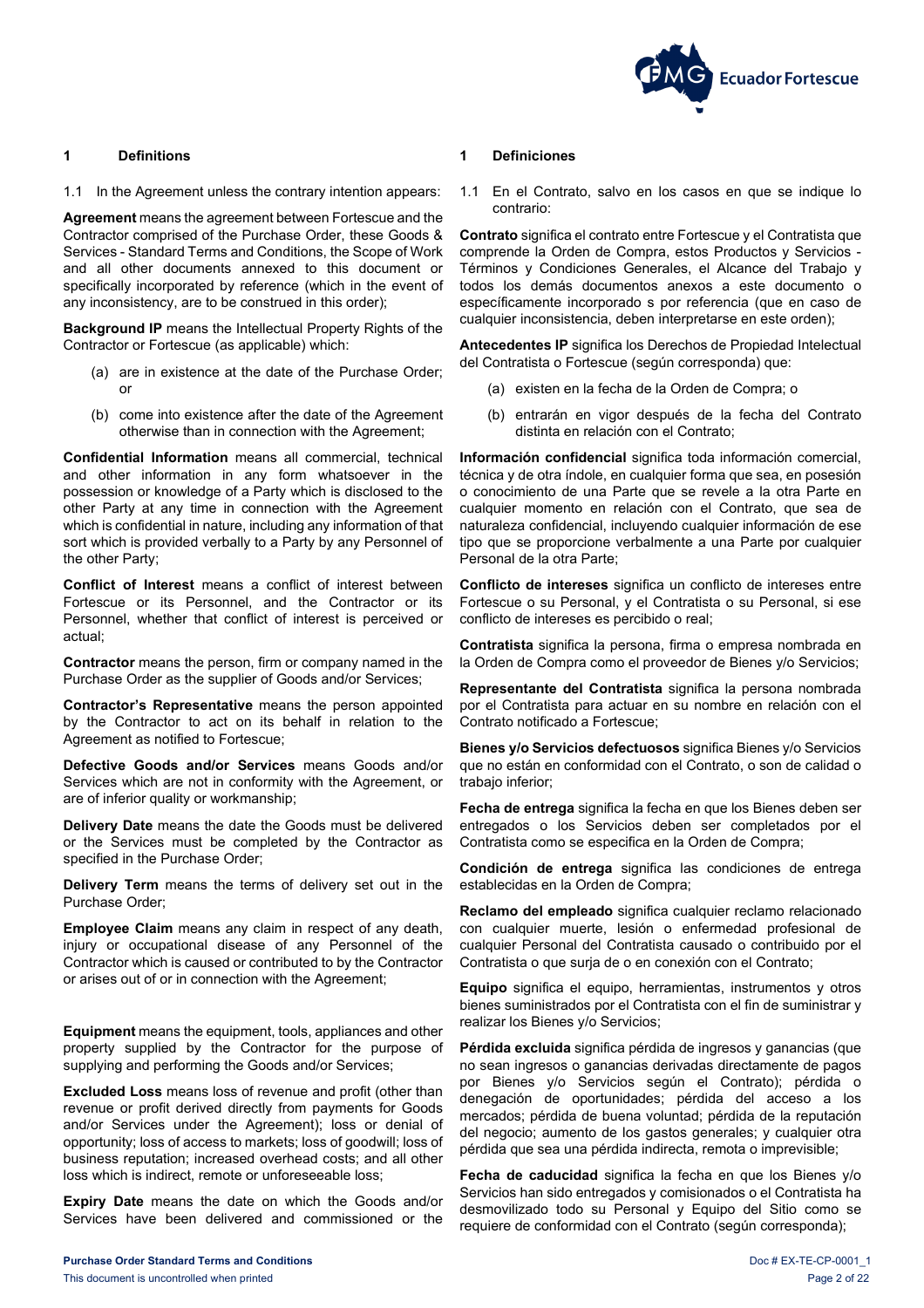## 1 Definitions

1.1 In the Agreement unless the contrary intention appears:

**Agreement** means the agreement between Fortescue and the Contractor comprised of the Purchase Order, these Goods & Services - Standard Terms and Conditions, the Scope of Work and all other documents annexed to this document or specifically incorporated by reference (which in the event of any inconsistency, are to be construed in this order);

**Background IP** means the Intellectual Property Rights of the Contractor or Fortescue (as applicable) which:

(a) are in existence at the date of the Purchase Order; or

(b) come into existence after the date of the Agreement otherwise than in connection with the Agreement;

**Confidential Information** means all commercial, technical and other information in any form whatsoever in the possession or knowledge of a Party which is disclosed to the other Party at any time in connection with the Agreement which is confidential in nature, including any information of that sort which is provided verbally to a Party by any Personnel of the other Party;

**Conflict of Interest** means a conflict of interest between Fortescue or its Personnel, and the Contractor or its Personnel, whether that conflict of interest is perceived or actual;

**Contractor** means the person, firm or company named in the Purchase Order as the supplier of Goods and/or Services;

**Contractor's Representative** means the person appointed by the Contractor to act on its behalf in relation to the Agreement as notified to Fortescue;

**Defective Goods and/or Services** means Goods and/or Services which are not in conformity with the Agreement, or are of inferior quality or workmanship;

**Delivery Date** means the date the Goods must be delivered or the Services must be completed by the Contractor as specified in the Purchase Order;

**Delivery Term** means the terms of delivery set out in the Purchase Order;

**Employee Claim** means any claim in respect of any death, injury or occupational disease of any Personnel of the Contractor which is caused or contributed to by the Contractor or arises out of or in connection with the Agreement;

**Equipment** means the equipment, tools, appliances and other property supplied by the Contractor for the purpose of supplying and performing the Goods and/or Services;

**Excluded Loss** means loss of revenue and profit (other than revenue or profit derived directly from payments for Goods and/or Services under the Agreement); loss or denial of opportunity; loss of access to markets; loss of goodwill; loss of business reputation; increased overhead costs; and all other loss which is indirect, remote or unforeseeable loss;

**Expiry Date** means the date on which the Goods and/or Services have been delivered and commissioned or the

## 1 Definiciones

1.1 En el Contrato, salvo en los casos en que se indique lo contrario:

**Contrato** significa el contrato entre Fortescue y el Contratista que comprende la Orden de Compra, estos Productos y Servicios - Términos y Condiciones Generales, el Alcance del Trabajo y todos los demás documentos anexos a este documento o específicamente incorporado s por referencia (que en caso de cualquier inconsistencia, deben interpretarse en este orden);

**Antecedentes IP** significa los Derechos de Propiedad Intelectual del Contratista o Fortescue (según corresponda) que:

(a) existen en la fecha de la Orden de Compra; o

(b) entrarán en vigor después de la fecha del Contrato distinta en relación con el Contrato;

**Información confidencial** significa toda información comercial, técnica y de otra índole, en cualquier forma que sea, en posesión o conocimiento de una Parte que se revele a la otra Parte en cualquier momento en relación con el Contrato, que sea de naturaleza confidencial, incluyendo cualquier información de ese tipo que se proporcione verbalmente a una Parte por cualquier Personal de la otra Parte;

**Conflicto de intereses** significa un conflicto de intereses entre Fortescue o su Personal, y el Contratista o su Personal, si ese conflicto de intereses es percibido o real;

**Contratista** significa la persona, firma o empresa nombrada en la Orden de Compra como el proveedor de Bienes y/o Servicios;

**Representante del Contratista** significa la persona nombrada por el Contratista para actuar en su nombre en relación con el Contrato notificado a Fortescue;

**Bienes y/o Servicios defectuosos** significa Bienes y/o Servicios que no están en conformidad con el Contrato, o son de calidad o trabajo inferior;

**Fecha de entrega** significa la fecha en que los Bienes deben ser entregados o los Servicios deben ser completados por el Contratista como se especifica en la Orden de Compra;

**Condición de entrega** significa las condiciones de entrega establecidas en la Orden de Compra;

**Reclamo del empleado** significa cualquier reclamo relacionado con cualquier muerte, lesión o enfermedad profesional de cualquier Personal del Contratista causado o contribuido por el Contratista o que surja de o en conexión con el Contrato;

**Equipo** significa el equipo, herramientas, instrumentos y otros bienes suministrados por el Contratista con el fin de suministrar y realizar los Bienes y/o Servicios;

**Pérdida excluida** significa pérdida de ingresos y ganancias (que no sean ingresos o ganancias derivadas directamente de pagos por Bienes y/o Servicios según el Contrato); pérdida o denegación de oportunidades; pérdida del acceso a los mercados; pérdida de buena voluntad; pérdida de la reputación del negocio; aumento de los gastos generales; y cualquier otra pérdida que sea una pérdida indirecta, remota o imprevisible;

**Fecha de caducidad** significa la fecha en que los Bienes y/o Servicios han sido entregados y comisionados o el Contratista ha desmovilizado todo su Personal y Equipo del Sitio como se requiere de conformidad con el Contrato (según corresponda);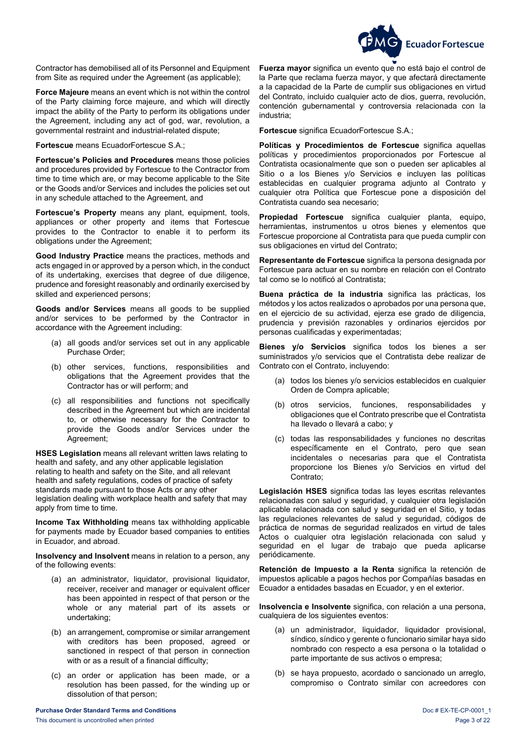Contractor has demobilised all of its Personnel and Equipment from Site as required under the Agreement (as applicable);

**Force Majeure** means an event which is not within the control of the Party claiming force majeure, and which will directly impact the ability of the Party to perform its obligations under the Agreement, including any act of god, war, revolution, a governmental restraint and industrial-related dispute;

**Fortescue** means EcuadorFortescue S.A.;

**Fortescue's Policies and Procedures** means those policies and procedures provided by Fortescue to the Contractor from time to time which are, or may become applicable to the Site or the Goods and/or Services and includes the policies set out in any schedule attached to the Agreement, and

**Fortescue's Property** means any plant, equipment, tools, appliances or other property and items that Fortescue provides to the Contractor to enable it to perform its obligations under the Agreement;

**Good Industry Practice** means the practices, methods and acts engaged in or approved by a person which, in the conduct of its undertaking, exercises that degree of due diligence, prudence and foresight reasonably and ordinarily exercised by skilled and experienced persons;

**Goods and/or Services** means all goods to be supplied and/or services to be performed by the Contractor in accordance with the Agreement including:

(a) all goods and/or services set out in any applicable Purchase Order;

(b) other services, functions, responsibilities and obligations that the Agreement provides that the Contractor has or will perform; and

(c) all responsibilities and functions not specifically described in the Agreement but which are incidental to, or otherwise necessary for the Contractor to provide the Goods and/or Services under the Agreement;

**HSES Legislation** means all relevant written laws relating to health and safety, and any other applicable legislation relating to health and safety on the Site, and all relevant health and safety regulations, codes of practice of safety standards made pursuant to those Acts or any other legislation dealing with workplace health and safety that may apply from time to time.

**Income Tax Withholding** means tax withholding applicable for payments made by Ecuador based companies to entities in Ecuador, and abroad.

**Insolvency and Insolvent** means in relation to a person, any of the following events:

(a) an administrator, liquidator, provisional liquidator, receiver, receiver and manager or equivalent officer has been appointed in respect of that person or the whole or any material part of its assets or undertaking;

(b) an arrangement, compromise or similar arrangement with creditors has been proposed, agreed or sanctioned in respect of that person in connection with or as a result of a financial difficulty;

(c) an order or application has been made, or a resolution has been passed, for the winding up or dissolution of that person;

**Fuerza mayor** significa un evento que no está bajo el control de la Parte que reclama fuerza mayor, y que afectará directamente a la capacidad de la Parte de cumplir sus obligaciones en virtud del Contrato, incluido cualquier acto de dios, guerra, revolución, contención gubernamental y controversia relacionada con la industria;

**Fortescue** significa EcuadorFortescue S.A.;

**Políticas y Procedimientos de Fortescue** significa aquellas políticas y procedimientos proporcionados por Fortescue al Contratista ocasionalmente que son o pueden ser aplicables al Sitio o a los Bienes y/o Servicios e incluyen las políticas establecidas en cualquier programa adjunto al Contrato y cualquier otra Política que Fortescue pone a disposición del Contratista cuando sea necesario;

**Propiedad Fortescue** significa cualquier planta, equipo, herramientas, instrumentos u otros bienes y elementos que Fortescue proporcione al Contratista para que pueda cumplir con sus obligaciones en virtud del Contrato;

**Representante de Fortescue** significa la persona designada por Fortescue para actuar en su nombre en relación con el Contrato tal como se lo notificó al Contratista;

**Buena práctica de la industria** significa las prácticas, los métodos y los actos realizados o aprobados por una persona que, en el ejercicio de su actividad, ejerza ese grado de diligencia, prudencia y previsión razonables y ordinarios ejercidos por personas cualificadas y experimentadas;

**Bienes y/o Servicios** significa todos los bienes a ser suministrados y/o servicios que el Contratista debe realizar de Contrato con el Contrato, incluyendo:

(a) todos los bienes y/o servicios establecidos en cualquier Orden de Compra aplicable;

(b) otros servicios, funciones, responsabilidades y obligaciones que el Contrato prescribe que el Contratista ha llevado o llevará a cabo; y

(c) todas las responsabilidades y funciones no descritas específicamente en el Contrato, pero que sean incidentales o necesarias para que el Contratista proporcione los Bienes y/o Servicios en virtud del Contrato;

**Legislación HSES** significa todas las leyes escritas relevantes relacionadas con salud y seguridad, y cualquier otra legislación aplicable relacionada con salud y seguridad en el Sitio, y todas las regulaciones relevantes de salud y seguridad, códigos de práctica de normas de seguridad realizados en virtud de tales Actos o cualquier otra legislación relacionada con salud y seguridad en el lugar de trabajo que pueda aplicarse periódicamente.

**Retención de Impuesto a la Renta** significa la retención de impuestos aplicable a pagos hechos por Compañías basadas en Ecuador a entidades basadas en Ecuador, y en el exterior.

**Insolvencia e Insolvente** significa, con relación a una persona, cualquiera de los siguientes eventos:

(a) un administrador, liquidador, liquidador provisional, síndico, síndico y gerente o funcionario similar haya sido nombrado con respecto a esa persona o la totalidad o parte importante de sus activos o empresa;

(b) se haya propuesto, acordado o sancionado un arreglo, compromiso o Contrato similar con acreedores con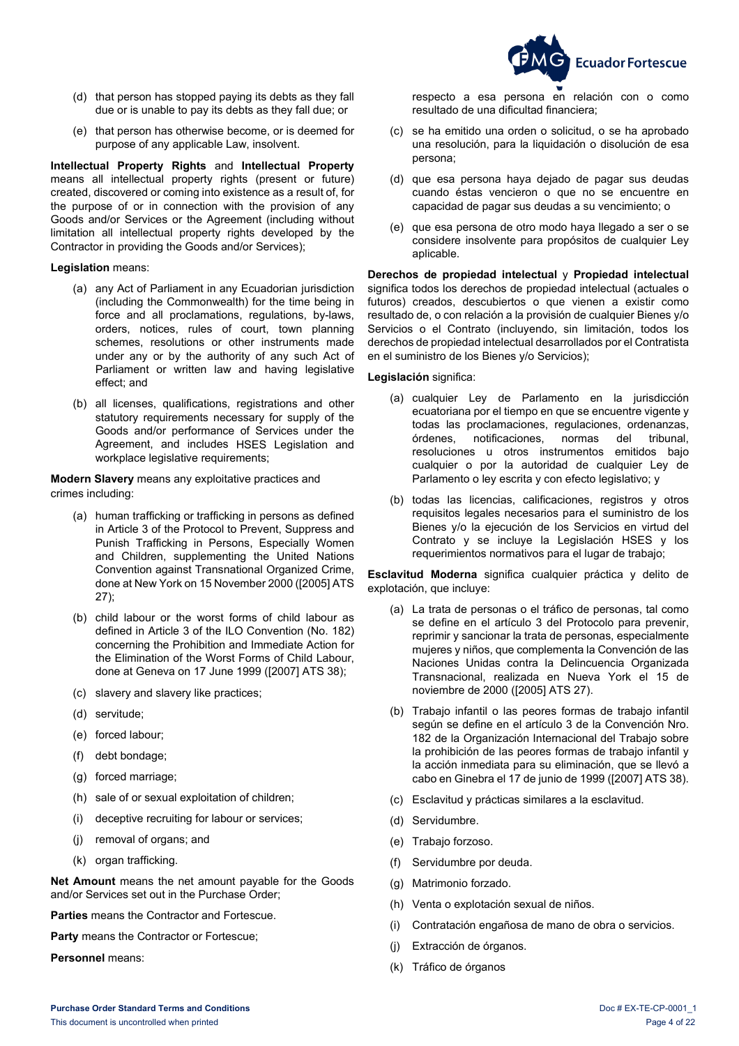(d) that person has stopped paying its debts as they fall due or is unable to pay its debts as they fall due; or

(e) that person has otherwise become, or is deemed for purpose of any applicable Law, insolvent.

**Intellectual Property Rights** and **Intellectual Property** means all intellectual property rights (present or future) created, discovered or coming into existence as a result of, for the purpose of or in connection with the provision of any Goods and/or Services or the Agreement (including without limitation all intellectual property rights developed by the Contractor in providing the Goods and/or Services);

**Legislation** means:

(a) any Act of Parliament in any Ecuadorian jurisdiction (including the Commonwealth) for the time being in force and all proclamations, regulations, by-laws, orders, notices, rules of court, town planning schemes, resolutions or other instruments made under any or by the authority of any such Act of Parliament or written law and having legislative effect; and

(b) all licenses, qualifications, registrations and other statutory requirements necessary for supply of the Goods and/or performance of Services under the Agreement, and includes HSES Legislation and workplace legislative requirements;

**Modern Slavery** means any exploitative practices and crimes including:

(a) human trafficking or trafficking in persons as defined in Article 3 of the Protocol to Prevent, Suppress and Punish Trafficking in Persons, Especially Women and Children, supplementing the United Nations Convention against Transnational Organized Crime, done at New York on 15 November 2000 ([2005] ATS 27);

(b) child labour or the worst forms of child labour as defined in Article 3 of the ILO Convention (No. 182) concerning the Prohibition and Immediate Action for the Elimination of the Worst Forms of Child Labour, done at Geneva on 17 June 1999 ([2007] ATS 38);

(c) slavery and slavery like practices;

(d) servitude;

(e) forced labour;

(f) debt bondage;

(g) forced marriage;

(h) sale of or sexual exploitation of children;

(i) deceptive recruiting for labour or services;

(j) removal of organs; and

(k) organ trafficking.

**Net Amount** means the net amount payable for the Goods and/or Services set out in the Purchase Order;

**Parties** means the Contractor and Fortescue.

**Party** means the Contractor or Fortescue;

**Personnel** means:

respecto a esa persona en relación con o como resultado de una dificultad financiera;

(c) se ha emitido una orden o solicitud, o se ha aprobado una resolución, para la liquidación o disolución de esa persona;

(d) que esa persona haya dejado de pagar sus deudas cuando éstas vencieron o que no se encuentre en capacidad de pagar sus deudas a su vencimiento; o

(e) que esa persona de otro modo haya llegado a ser o se considere insolvente para propósitos de cualquier Ley aplicable.

**Derechos de propiedad intelectual** y **Propiedad intelectual** significa todos los derechos de propiedad intelectual (actuales o futuros) creados, descubiertos o que vienen a existir como resultado de, o con relación a la provisión de cualquier Bienes y/o Servicios o el Contrato (incluyendo, sin limitación, todos los derechos de propiedad intelectual desarrollados por el Contratista en el suministro de los Bienes y/o Servicios);

**Legislación** significa:

(a) cualquier Ley de Parlamento en la jurisdicción ecuatoriana por el tiempo en que se encuentre vigente y todas las proclamaciones, regulaciones, ordenanzas, órdenes, notificaciones, normas del tribunal, resoluciones u otros instrumentos emitidos bajo cualquier o por la autoridad de cualquier Ley de Parlamento o ley escrita y con efecto legislativo; y

(b) todas las licencias, calificaciones, registros y otros requisitos legales necesarios para el suministro de los Bienes y/o la ejecución de los Servicios en virtud del Contrato y se incluye la Legislación HSES y los requerimientos normativos para el lugar de trabajo;

**Esclavitud Moderna** significa cualquier práctica y delito de explotación, que incluye:

(a) La trata de personas o el tráfico de personas, tal como se define en el artículo 3 del Protocolo para prevenir, reprimir y sancionar la trata de personas, especialmente mujeres y niños, que complementa la Convención de las Naciones Unidas contra la Delincuencia Organizada Transnacional, realizada en Nueva York el 15 de noviembre de 2000 ([2005] ATS 27).

(b) Trabajo infantil o las peores formas de trabajo infantil según se define en el artículo 3 de la Convención Nro. 182 de la Organización Internacional del Trabajo sobre la prohibición de las peores formas de trabajo infantil y la acción inmediata para su eliminación, que se llevó a cabo en Ginebra el 17 de junio de 1999 ([2007] ATS 38).

(c) Esclavitud y prácticas similares a la esclavitud.

(d) Servidumbre.

(e) Trabajo forzoso.

(f) Servidumbre por deuda.

(g) Matrimonio forzado.

(h) Venta o explotación sexual de niños.

(i) Contratación engañosa de mano de obra o servicios.

(j) Extracción de órganos.

(k) Tráfico de órganos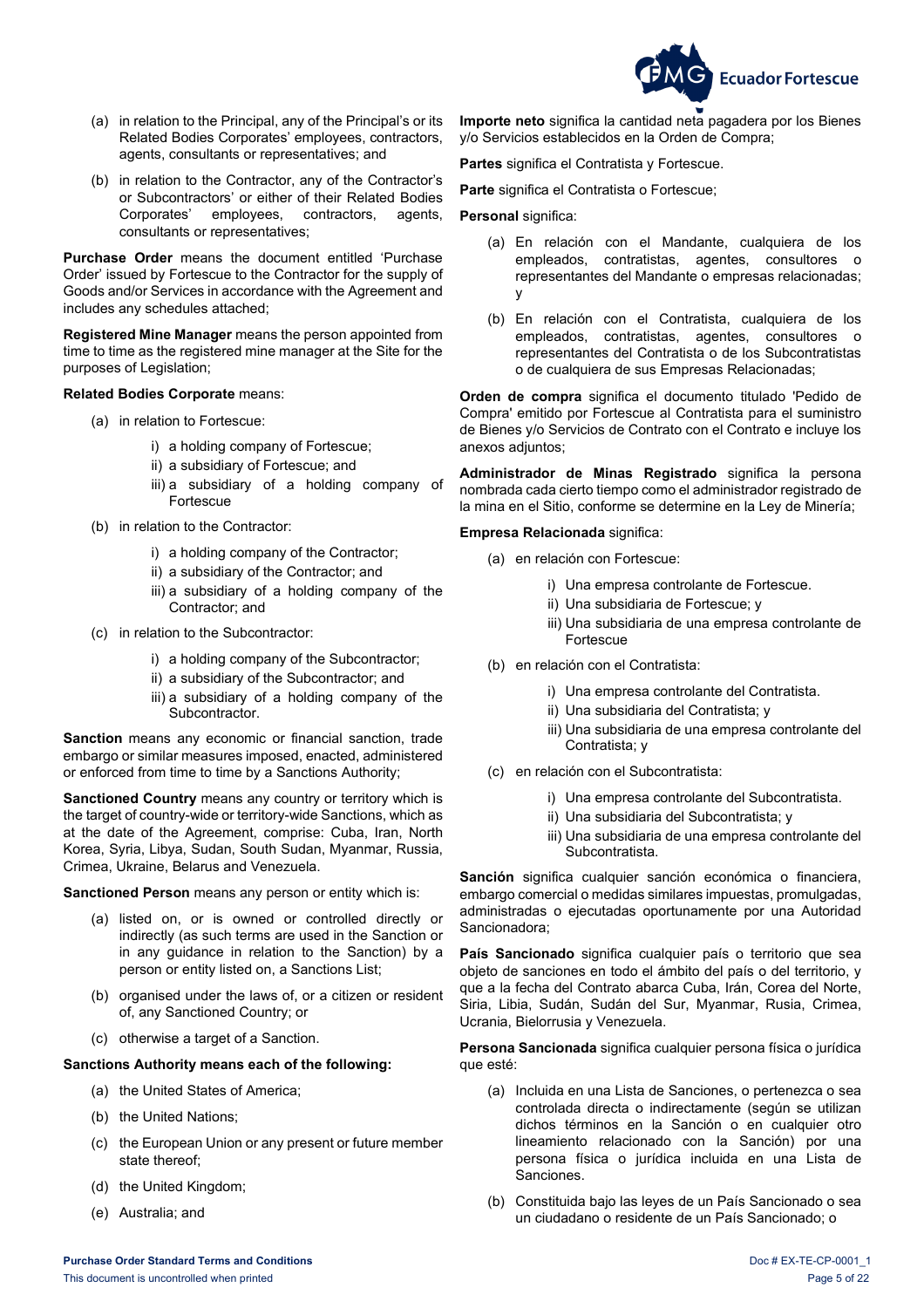(a) in relation to the Principal, any of the Principal's or its Related Bodies Corporates' employees, contractors, agents, consultants or representatives; and

(b) in relation to the Contractor, any of the Contractor's or Subcontractors' or either of their Related Bodies Corporates' employees, contractors, agents, consultants or representatives;

**Purchase Order** means the document entitled 'Purchase Order' issued by Fortescue to the Contractor for the supply of Goods and/or Services in accordance with the Agreement and includes any schedules attached;

**Registered Mine Manager** means the person appointed from time to time as the registered mine manager at the Site for the purposes of Legislation;

**Related Bodies Corporate** means:

(a) in relation to Fortescue:

i) a holding company of Fortescue;

ii) a subsidiary of Fortescue; and

iii) a subsidiary of a holding company of Fortescue

(b) in relation to the Contractor:

i) a holding company of the Contractor;

ii) a subsidiary of the Contractor; and

iii) a subsidiary of a holding company of the Contractor; and

(c) in relation to the Subcontractor:

i) a holding company of the Subcontractor;

ii) a subsidiary of the Subcontractor; and

iii) a subsidiary of a holding company of the Subcontractor.

**Sanction** means any economic or financial sanction, trade embargo or similar measures imposed, enacted, administered or enforced from time to time by a Sanctions Authority;

**Sanctioned Country** means any country or territory which is the target of country-wide or territory-wide Sanctions, which as at the date of the Agreement, comprise: Cuba, Iran, North Korea, Syria, Libya, Sudan, South Sudan, Myanmar, Russia, Crimea, Ukraine, Belarus and Venezuela.

**Sanctioned Person** means any person or entity which is:

(a) listed on, or is owned or controlled directly or indirectly (as such terms are used in the Sanction or in any guidance in relation to the Sanction) by a person or entity listed on, a Sanctions List;

(b) organised under the laws of, or a citizen or resident of, any Sanctioned Country; or

(c) otherwise a target of a Sanction.

**Sanctions Authority means each of the following:**

(a) the United States of America;

(b) the United Nations;

(c) the European Union or any present or future member state thereof;

(d) the United Kingdom;

(e) Australia; and

**Importe neto** significa la cantidad neta pagadera por los Bienes y/o Servicios establecidos en la Orden de Compra;

**Partes** significa el Contratista y Fortescue.

**Parte** significa el Contratista o Fortescue;

**Personal** significa:

(a) En relación con el Mandante, cualquiera de los empleados, contratistas, agentes, consultores o representantes del Mandante o empresas relacionadas; y

(b) En relación con el Contratista, cualquiera de los empleados, contratistas, agentes, consultores o representantes del Contratista o de los Subcontratistas o de cualquiera de sus Empresas Relacionadas;

**Orden de compra** significa el documento titulado 'Pedido de Compra' emitido por Fortescue al Contratista para el suministro de Bienes y/o Servicios de Contrato con el Contrato e incluye los anexos adjuntos;

**Administrador de Minas Registrado** significa la persona nombrada cada cierto tiempo como el administrador registrado de la mina en el Sitio, conforme se determine en la Ley de Minería;

**Empresa Relacionada** significa:

(a) en relación con Fortescue:

i) Una empresa controlante de Fortescue.

ii) Una subsidiaria de Fortescue; y

iii) Una subsidiaria de una empresa controlante de Fortescue

(b) en relación con el Contratista:

i) Una empresa controlante del Contratista.

ii) Una subsidiaria del Contratista; y

iii) Una subsidiaria de una empresa controlante del Contratista; y

(c) en relación con el Subcontratista:

i) Una empresa controlante del Subcontratista.

ii) Una subsidiaria del Subcontratista; y

iii) Una subsidiaria de una empresa controlante del Subcontratista.

**Sanción** significa cualquier sanción económica o financiera, embargo comercial o medidas similares impuestas, promulgadas, administradas o ejecutadas oportunamente por una Autoridad Sancionadora;

**País Sancionado** significa cualquier país o territorio que sea objeto de sanciones en todo el ámbito del país o del territorio, y que a la fecha del Contrato abarca Cuba, Irán, Corea del Norte, Siria, Libia, Sudán, Sudán del Sur, Myanmar, Rusia, Crimea, Ucrania, Bielorrusia y Venezuela.

**Persona Sancionada** significa cualquier persona física o jurídica que esté:

(a) Incluida en una Lista de Sanciones, o pertenezca o sea controlada directa o indirectamente (según se utilizan dichos términos en la Sanción o en cualquier otro lineamiento relacionado con la Sanción) por una persona física o jurídica incluida en una Lista de Sanciones.

(b) Constituida bajo las leyes de un País Sancionado o sea un ciudadano o residente de un País Sancionado; o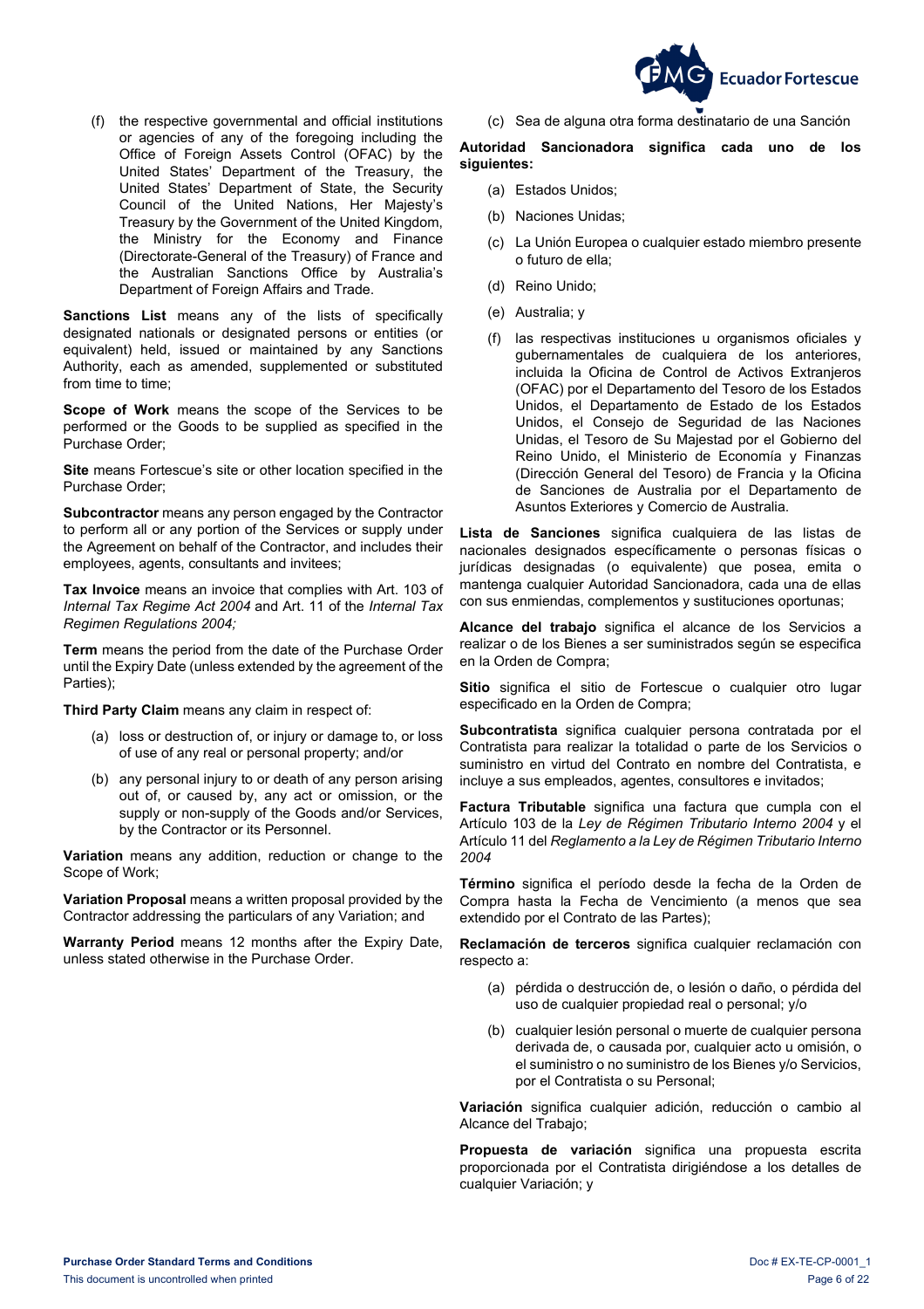(f) the respective governmental and official institutions or agencies of any of the foregoing including the Office of Foreign Assets Control (OFAC) by the United States' Department of the Treasury, the United States' Department of State, the Security Council of the United Nations, Her Majesty's Treasury by the Government of the United Kingdom, the Ministry for the Economy and Finance (Directorate-General of the Treasury) of France and the Australian Sanctions Office by Australia's Department of Foreign Affairs and Trade.

**Sanctions List** means any of the lists of specifically designated nationals or designated persons or entities (or equivalent) held, issued or maintained by any Sanctions Authority, each as amended, supplemented or substituted from time to time;

**Scope of Work** means the scope of the Services to be performed or the Goods to be supplied as specified in the Purchase Order;

**Site** means Fortescue's site or other location specified in the Purchase Order;

**Subcontractor** means any person engaged by the Contractor to perform all or any portion of the Services or supply under the Agreement on behalf of the Contractor, and includes their employees, agents, consultants and invitees;

**Tax Invoice** means an invoice that complies with Art. 103 of *Internal Tax Regime Act 2004* and Art. 11 of the *Internal Tax Regimen Regulations 2004;*

**Term** means the period from the date of the Purchase Order until the Expiry Date (unless extended by the agreement of the Parties);

**Third Party Claim** means any claim in respect of:

(a) loss or destruction of, or injury or damage to, or loss of use of any real or personal property; and/or

(b) any personal injury to or death of any person arising out of, or caused by, any act or omission, or the supply or non-supply of the Goods and/or Services, by the Contractor or its Personnel.

**Variation** means any addition, reduction or change to the Scope of Work;

**Variation Proposal** means a written proposal provided by the Contractor addressing the particulars of any Variation; and

**Warranty Period** means 12 months after the Expiry Date, unless stated otherwise in the Purchase Order.

(c) Sea de alguna otra forma destinatario de una Sanción

**Autoridad Sancionadora significa cada uno de los siguientes:**

(a) Estados Unidos;

(b) Naciones Unidas;

(c) La Unión Europea o cualquier estado miembro presente o futuro de ella;

(d) Reino Unido;

(e) Australia; y

(f) las respectivas instituciones u organismos oficiales y gubernamentales de cualquiera de los anteriores, incluida la Oficina de Control de Activos Extranjeros (OFAC) por el Departamento del Tesoro de los Estados Unidos, el Departamento de Estado de los Estados Unidos, el Consejo de Seguridad de las Naciones Unidas, el Tesoro de Su Majestad por el Gobierno del Reino Unido, el Ministerio de Economía y Finanzas (Dirección General del Tesoro) de Francia y la Oficina de Sanciones de Australia por el Departamento de Asuntos Exteriores y Comercio de Australia.

**Lista de Sanciones** significa cualquiera de las listas de nacionales designados específicamente o personas físicas o jurídicas designadas (o equivalente) que posea, emita o mantenga cualquier Autoridad Sancionadora, cada una de ellas con sus enmiendas, complementos y sustituciones oportunas;

**Alcance del trabajo** significa el alcance de los Servicios a realizar o de los Bienes a ser suministrados según se especifica en la Orden de Compra;

**Sitio** significa el sitio de Fortescue o cualquier otro lugar especificado en la Orden de Compra;

**Subcontratista** significa cualquier persona contratada por el Contratista para realizar la totalidad o parte de los Servicios o suministro en virtud del Contrato en nombre del Contratista, e incluye a sus empleados, agentes, consultores e invitados;

**Factura Tributable** significa una factura que cumpla con el Artículo 103 de la *Ley de Régimen Tributario Interno 2004* y el Artículo 11 del *Reglamento a la Ley de Régimen Tributario Interno 2004*

**Término** significa el período desde la fecha de la Orden de Compra hasta la Fecha de Vencimiento (a menos que sea extendido por el Contrato de las Partes);

**Reclamación de terceros** significa cualquier reclamación con respecto a:

(a) pérdida o destrucción de, o lesión o daño, o pérdida del uso de cualquier propiedad real o personal; y/o

(b) cualquier lesión personal o muerte de cualquier persona derivada de, o causada por, cualquier acto u omisión, o el suministro o no suministro de los Bienes y/o Servicios, por el Contratista o su Personal;

**Variación** significa cualquier adición, reducción o cambio al Alcance del Trabajo;

**Propuesta de variación** significa una propuesta escrita proporcionada por el Contratista dirigiéndose a los detalles de cualquier Variación; y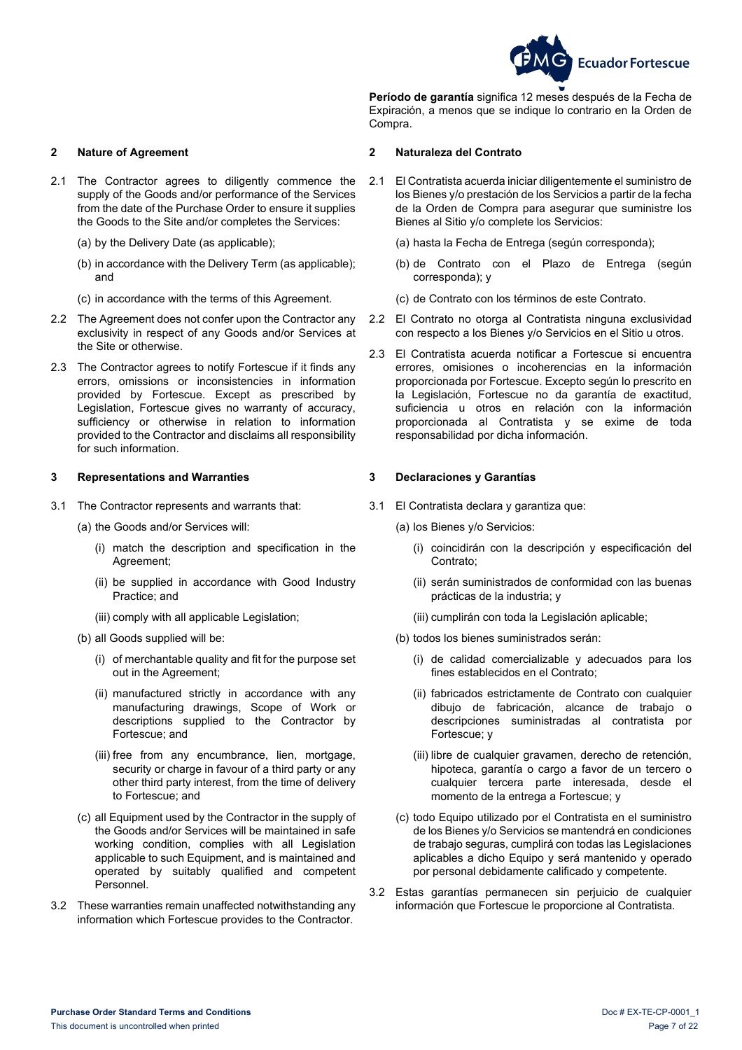**Período de garantía** significa 12 meses después de la Fecha de Expiración, a menos que se indique lo contrario en la Orden de Compra.

## 2 Nature of Agreement

2.1 The Contractor agrees to diligently commence the supply of the Goods and/or performance of the Services from the date of the Purchase Order to ensure it supplies the Goods to the Site and/or completes the Services:

(a) by the Delivery Date (as applicable);

(b) in accordance with the Delivery Term (as applicable); and

(c) in accordance with the terms of this Agreement.

2.2 The Agreement does not confer upon the Contractor any exclusivity in respect of any Goods and/or Services at the Site or otherwise.

2.3 The Contractor agrees to notify Fortescue if it finds any errors, omissions or inconsistencies in information provided by Fortescue. Except as prescribed by Legislation, Fortescue gives no warranty of accuracy, sufficiency or otherwise in relation to information provided to the Contractor and disclaims all responsibility for such information.

## 3 Representations and Warranties

3.1 The Contractor represents and warrants that:

(a) the Goods and/or Services will:

(i) match the description and specification in the Agreement;

(ii) be supplied in accordance with Good Industry Practice; and

(iii) comply with all applicable Legislation;

(b) all Goods supplied will be:

(i) of merchantable quality and fit for the purpose set out in the Agreement;

(ii) manufactured strictly in accordance with any manufacturing drawings, Scope of Work or descriptions supplied to the Contractor by Fortescue; and

(iii) free from any encumbrance, lien, mortgage, security or charge in favour of a third party or any other third party interest, from the time of delivery to Fortescue; and

(c) all Equipment used by the Contractor in the supply of the Goods and/or Services will be maintained in safe working condition, complies with all Legislation applicable to such Equipment, and is maintained and operated by suitably qualified and competent Personnel.

3.2 These warranties remain unaffected notwithstanding any information which Fortescue provides to the Contractor.

## 2 Naturaleza del Contrato

2.1 El Contratista acuerda iniciar diligentemente el suministro de los Bienes y/o prestación de los Servicios a partir de la fecha de la Orden de Compra para asegurar que suministre los Bienes al Sitio y/o complete los Servicios:

(a) hasta la Fecha de Entrega (según corresponda);

(b) de Contrato con el Plazo de Entrega (según corresponda); y

(c) de Contrato con los términos de este Contrato.

2.2 El Contrato no otorga al Contratista ninguna exclusividad con respecto a los Bienes y/o Servicios en el Sitio u otros.

2.3 El Contratista acuerda notificar a Fortescue si encuentra errores, omisiones o incoherencias en la información proporcionada por Fortescue. Excepto según lo prescrito en la Legislación, Fortescue no da garantía de exactitud, suficiencia u otros en relación con la información proporcionada al Contratista y se exime de toda responsabilidad por dicha información.

## 3 Declaraciones y Garantías

3.1 El Contratista declara y garantiza que:

(a) los Bienes y/o Servicios:

(i) coincidirán con la descripción y especificación del Contrato;

(ii) serán suministrados de conformidad con las buenas prácticas de la industria; y

(iii) cumplirán con toda la Legislación aplicable;

(b) todos los bienes suministrados serán:

(i) de calidad comercializable y adecuados para los fines establecidos en el Contrato;

(ii) fabricados estrictamente de Contrato con cualquier dibujo de fabricación, alcance de trabajo o descripciones suministradas al contratista por Fortescue; y

(iii) libre de cualquier gravamen, derecho de retención, hipoteca, garantía o cargo a favor de un tercero o cualquier tercera parte interesada, desde el momento de la entrega a Fortescue; y

(c) todo Equipo utilizado por el Contratista en el suministro de los Bienes y/o Servicios se mantendrá en condiciones de trabajo seguras, cumplirá con todas las Legislaciones aplicables a dicho Equipo y será mantenido y operado por personal debidamente calificado y competente.

3.2 Estas garantías permanecen sin perjuicio de cualquier información que Fortescue le proporcione al Contratista.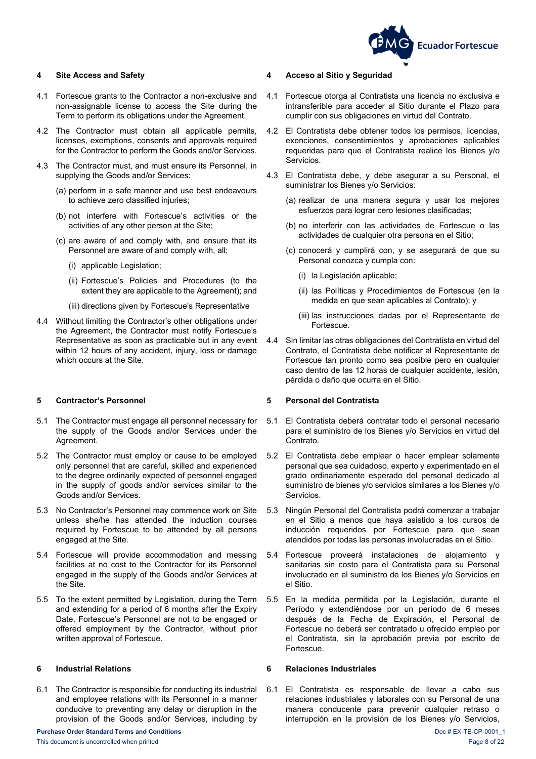## 4 Site Access and Safety

4.1 Fortescue grants to the Contractor a non-exclusive and non-assignable license to access the Site during the Term to perform its obligations under the Agreement.

4.2 The Contractor must obtain all applicable permits, licenses, exemptions, consents and approvals required for the Contractor to perform the Goods and/or Services.

4.3 The Contractor must, and must ensure its Personnel, in supplying the Goods and/or Services:

(a) perform in a safe manner and use best endeavours to achieve zero classified injuries;

(b) not interfere with Fortescue's activities or the activities of any other person at the Site;

(c) are aware of and comply with, and ensure that its Personnel are aware of and comply with, all:

(i) applicable Legislation;

(ii) Fortescue's Policies and Procedures (to the extent they are applicable to the Agreement); and

(iii) directions given by Fortescue's Representative

4.4 Without limiting the Contractor's other obligations under the Agreement, the Contractor must notify Fortescue's Representative as soon as practicable but in any event within 12 hours of any accident, injury, loss or damage which occurs at the Site.

## 5 Contractor's Personnel

5.1 The Contractor must engage all personnel necessary for the supply of the Goods and/or Services under the Agreement.

5.2 The Contractor must employ or cause to be employed only personnel that are careful, skilled and experienced to the degree ordinarily expected of personnel engaged in the supply of goods and/or services similar to the Goods and/or Services.

5.3 No Contractor's Personnel may commence work on Site unless she/he has attended the induction courses required by Fortescue to be attended by all persons engaged at the Site.

5.4 Fortescue will provide accommodation and messing facilities at no cost to the Contractor for its Personnel engaged in the supply of the Goods and/or Services at the Site.

5.5 To the extent permitted by Legislation, during the Term and extending for a period of 6 months after the Expiry Date, Fortescue's Personnel are not to be engaged or offered employment by the Contractor, without prior written approval of Fortescue.

## 6 Industrial Relations

6.1 The Contractor is responsible for conducting its industrial and employee relations with its Personnel in a manner conducive to preventing any delay or disruption in the provision of the Goods and/or Services, including by

## 4 Acceso al Sitio y Seguridad

4.1 Fortescue otorga al Contratista una licencia no exclusiva e intransferible para acceder al Sitio durante el Plazo para cumplir con sus obligaciones en virtud del Contrato.

4.2 El Contratista debe obtener todos los permisos, licencias, exenciones, consentimientos y aprobaciones aplicables requeridas para que el Contratista realice los Bienes y/o Servicios.

4.3 El Contratista debe, y debe asegurar a su Personal, el suministrar los Bienes y/o Servicios:

(a) realizar de una manera segura y usar los mejores esfuerzos para lograr cero lesiones clasificadas;

(b) no interferir con las actividades de Fortescue o las actividades de cualquier otra persona en el Sitio;

(c) conocerá y cumplirá con, y se asegurará de que su Personal conozca y cumpla con:

(i) la Legislación aplicable;

(ii) las Políticas y Procedimientos de Fortescue (en la medida en que sean aplicables al Contrato); y

(iii) las instrucciones dadas por el Representante de Fortescue.

4.4 Sin limitar las otras obligaciones del Contratista en virtud del Contrato, el Contratista debe notificar al Representante de Fortescue tan pronto como sea posible pero en cualquier caso dentro de las 12 horas de cualquier accidente, lesión, pérdida o daño que ocurra en el Sitio.

## 5 Personal del Contratista

5.1 El Contratista deberá contratar todo el personal necesario para el suministro de los Bienes y/o Servicios en virtud del Contrato.

5.2 El Contratista debe emplear o hacer emplear solamente personal que sea cuidadoso, experto y experimentado en el grado ordinariamente esperado del personal dedicado al suministro de bienes y/o servicios similares a los Bienes y/o Servicios.

5.3 Ningún Personal del Contratista podrá comenzar a trabajar en el Sitio a menos que haya asistido a los cursos de inducción requeridos por Fortescue para que sean atendidos por todas las personas involucradas en el Sitio.

5.4 Fortescue proveerá instalaciones de alojamiento y sanitarias sin costo para el Contratista para su Personal involucrado en el suministro de los Bienes y/o Servicios en el Sitio.

5.5 En la medida permitida por la Legislación, durante el Período y extendiéndose por un período de 6 meses después de la Fecha de Expiración, el Personal de Fortescue no deberá ser contratado u ofrecido empleo por el Contratista, sin la aprobación previa por escrito de Fortescue.

## 6 Relaciones Industriales

6.1 El Contratista es responsable de llevar a cabo sus relaciones industriales y laborales con su Personal de una manera conducente para prevenir cualquier retraso o interrupción en la provisión de los Bienes y/o Servicios,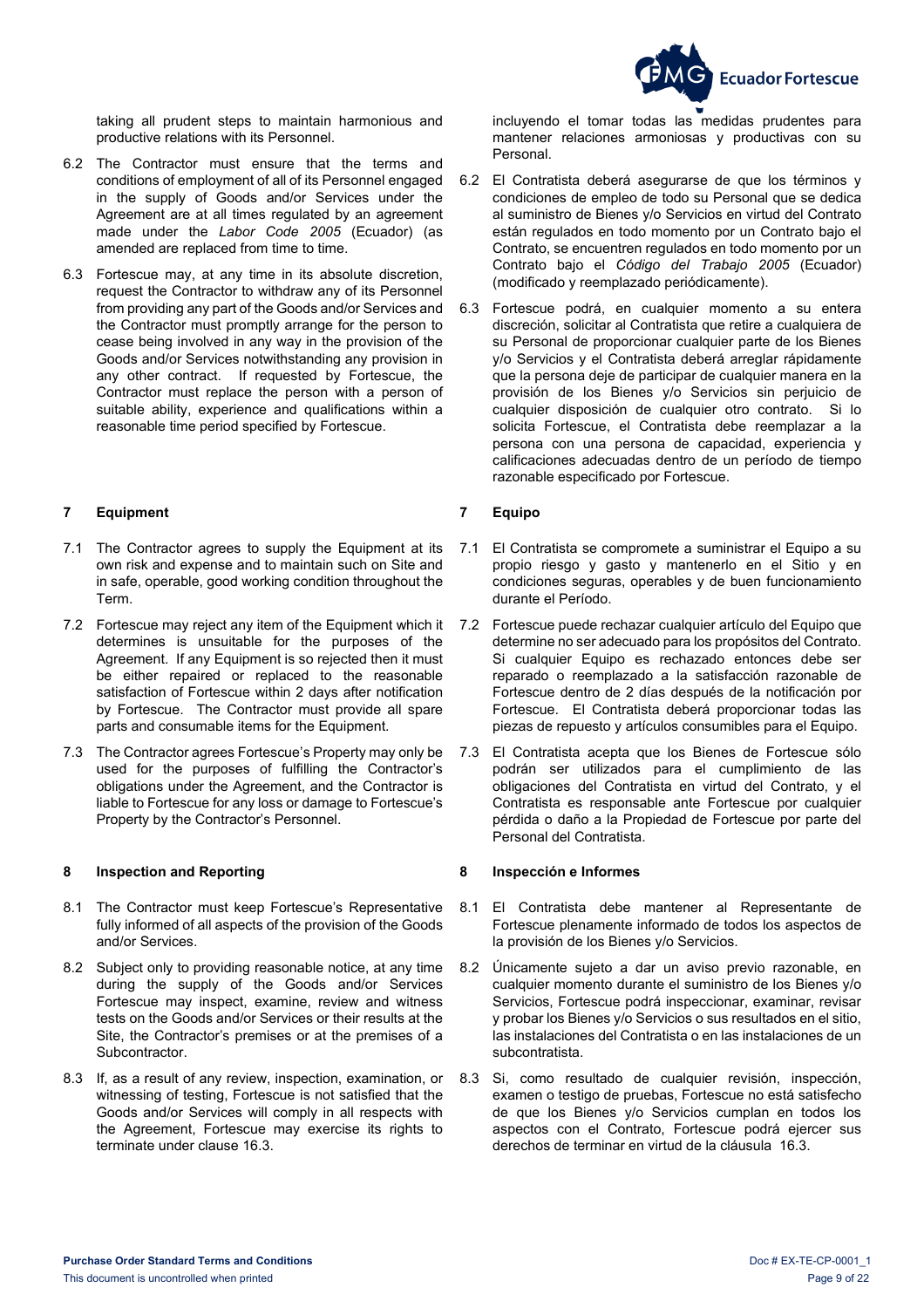taking all prudent steps to maintain harmonious and productive relations with its Personnel.

6.2 The Contractor must ensure that the terms and conditions of employment of all of its Personnel engaged in the supply of Goods and/or Services under the Agreement are at all times regulated by an agreement made under the *Labor Code 2005* (Ecuador) (as amended are replaced from time to time.

6.3 Fortescue may, at any time in its absolute discretion, request the Contractor to withdraw any of its Personnel from providing any part of the Goods and/or Services and the Contractor must promptly arrange for the person to cease being involved in any way in the provision of the Goods and/or Services notwithstanding any provision in any other contract. If requested by Fortescue, the Contractor must replace the person with a person of suitable ability, experience and qualifications within a reasonable time period specified by Fortescue.

## 7 Equipment

7.1 The Contractor agrees to supply the Equipment at its own risk and expense and to maintain such on Site and in safe, operable, good working condition throughout the Term.

7.2 Fortescue may reject any item of the Equipment which it determines is unsuitable for the purposes of the Agreement. If any Equipment is so rejected then it must be either repaired or replaced to the reasonable satisfaction of Fortescue within 2 days after notification by Fortescue. The Contractor must provide all spare parts and consumable items for the Equipment.

7.3 The Contractor agrees Fortescue's Property may only be used for the purposes of fulfilling the Contractor's obligations under the Agreement, and the Contractor is liable to Fortescue for any loss or damage to Fortescue's Property by the Contractor's Personnel.

## 8 Inspection and Reporting

8.1 The Contractor must keep Fortescue's Representative fully informed of all aspects of the provision of the Goods and/or Services.

8.2 Subject only to providing reasonable notice, at any time during the supply of the Goods and/or Services Fortescue may inspect, examine, review and witness tests on the Goods and/or Services or their results at the Site, the Contractor's premises or at the premises of a Subcontractor.

8.3 If, as a result of any review, inspection, examination, or witnessing of testing, Fortescue is not satisfied that the Goods and/or Services will comply in all respects with the Agreement, Fortescue may exercise its rights to terminate under clause 16.3.

incluyendo el tomar todas las medidas prudentes para mantener relaciones armoniosas y productivas con su Personal.

6.2 El Contratista deberá asegurarse de que los términos y condiciones de empleo de todo su Personal que se dedica al suministro de Bienes y/o Servicios en virtud del Contrato están regulados en todo momento por un Contrato bajo el Contrato, se encuentren regulados en todo momento por un Contrato bajo el *Código del Trabajo 2005* (Ecuador) (modificado y reemplazado periódicamente).

6.3 Fortescue podrá, en cualquier momento a su entera discreción, solicitar al Contratista que retire a cualquiera de su Personal de proporcionar cualquier parte de los Bienes y/o Servicios y el Contratista deberá arreglar rápidamente que la persona deje de participar de cualquier manera en la provisión de los Bienes y/o Servicios sin perjuicio de cualquier disposición de cualquier otro contrato. Si lo solicita Fortescue, el Contratista debe reemplazar a la persona con una persona de capacidad, experiencia y calificaciones adecuadas dentro de un período de tiempo razonable especificado por Fortescue.

## 7 Equipo

7.1 El Contratista se compromete a suministrar el Equipo a su propio riesgo y gasto y mantenerlo en el Sitio y en condiciones seguras, operables y de buen funcionamiento durante el Período.

7.2 Fortescue puede rechazar cualquier artículo del Equipo que determine no ser adecuado para los propósitos del Contrato. Si cualquier Equipo es rechazado entonces debe ser reparado o reemplazado a la satisfacción razonable de Fortescue dentro de 2 días después de la notificación por Fortescue. El Contratista deberá proporcionar todas las piezas de repuesto y artículos consumibles para el Equipo.

7.3 El Contratista acepta que los Bienes de Fortescue sólo podrán ser utilizados para el cumplimiento de las obligaciones del Contratista en virtud del Contrato, y el Contratista es responsable ante Fortescue por cualquier pérdida o daño a la Propiedad de Fortescue por parte del Personal del Contratista.

## 8 Inspección e Informes

8.1 El Contratista debe mantener al Representante de Fortescue plenamente informado de todos los aspectos de la provisión de los Bienes y/o Servicios.

8.2 Únicamente sujeto a dar un aviso previo razonable, en cualquier momento durante el suministro de los Bienes y/o Servicios, Fortescue podrá inspeccionar, examinar, revisar y probar los Bienes y/o Servicios o sus resultados en el sitio, las instalaciones del Contratista o en las instalaciones de un subcontratista.

8.3 Si, como resultado de cualquier revisión, inspección, examen o testigo de pruebas, Fortescue no está satisfecho de que los Bienes y/o Servicios cumplan en todos los aspectos con el Contrato, Fortescue podrá ejercer sus derechos de terminar en virtud de la cláusula 16.3.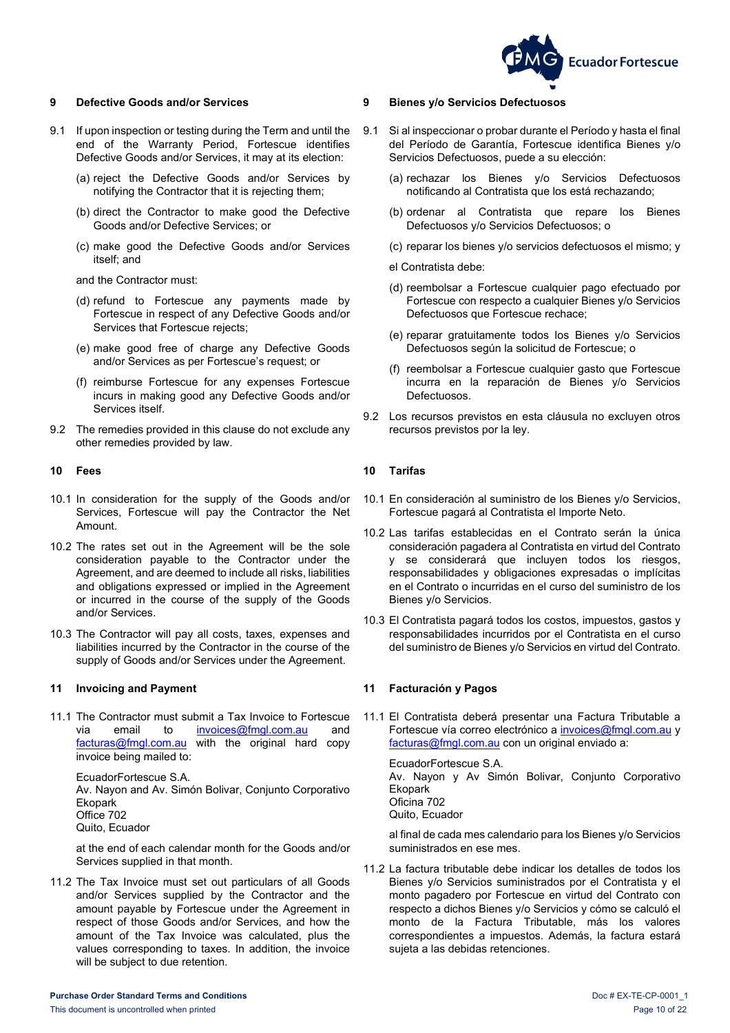## 9 Defective Goods and/or Services

9.1 If upon inspection or testing during the Term and until the end of the Warranty Period, Fortescue identifies Defective Goods and/or Services, it may at its election:

(a) reject the Defective Goods and/or Services by notifying the Contractor that it is rejecting them;

(b) direct the Contractor to make good the Defective Goods and/or Defective Services; or

(c) make good the Defective Goods and/or Services itself; and

and the Contractor must:

(d) refund to Fortescue any payments made by Fortescue in respect of any Defective Goods and/or Services that Fortescue rejects;

(e) make good free of charge any Defective Goods and/or Services as per Fortescue's request; or

(f) reimburse Fortescue for any expenses Fortescue incurs in making good any Defective Goods and/or Services itself.

9.2 The remedies provided in this clause do not exclude any other remedies provided by law.

## 10 Fees

10.1 In consideration for the supply of the Goods and/or Services, Fortescue will pay the Contractor the Net Amount.

10.2 The rates set out in the Agreement will be the sole consideration payable to the Contractor under the Agreement, and are deemed to include all risks, liabilities and obligations expressed or implied in the Agreement or incurred in the course of the supply of the Goods and/or Services.

10.3 The Contractor will pay all costs, taxes, expenses and liabilities incurred by the Contractor in the course of the supply of Goods and/or Services under the Agreement.

## 11 Invoicing and Payment

11.1 The Contractor must submit a Tax Invoice to Fortescue via email to invoices@fmgl.com.au and facturas@fmgl.com.au with the original hard copy invoice being mailed to:

EcuadorFortescue S.A.
Av. Nayon and Av. Simón Bolivar, Conjunto Corporativo Ekopark
Office 702
Quito, Ecuador

at the end of each calendar month for the Goods and/or Services supplied in that month.

11.2 The Tax Invoice must set out particulars of all Goods and/or Services supplied by the Contractor and the amount payable by Fortescue under the Agreement in respect of those Goods and/or Services, and how the amount of the Tax Invoice was calculated, plus the values corresponding to taxes. In addition, the invoice will be subject to due retention.

## 9 Bienes y/o Servicios Defectuosos

9.1 Si al inspeccionar o probar durante el Período y hasta el final del Período de Garantía, Fortescue identifica Bienes y/o Servicios Defectuosos, puede a su elección:

(a) rechazar los Bienes y/o Servicios Defectuosos notificando al Contratista que los está rechazando;

(b) ordenar al Contratista que repare los Bienes Defectuosos y/o Servicios Defectuosos; o

(c) reparar los bienes y/o servicios defectuosos el mismo; y

el Contratista debe:

(d) reembolsar a Fortescue cualquier pago efectuado por Fortescue con respecto a cualquier Bienes y/o Servicios Defectuosos que Fortescue rechace;

(e) reparar gratuitamente todos los Bienes y/o Servicios Defectuosos según la solicitud de Fortescue; o

(f) reembolsar a Fortescue cualquier gasto que Fortescue incurra en la reparación de Bienes y/o Servicios Defectuosos.

9.2 Los recursos previstos en esta cláusula no excluyen otros recursos previstos por la ley.

## 10 Tarifas

10.1 En consideración al suministro de los Bienes y/o Servicios, Fortescue pagará al Contratista el Importe Neto.

10.2 Las tarifas establecidas en el Contrato serán la única consideración pagadera al Contratista en virtud del Contrato y se considerará que incluyen todos los riesgos, responsabilidades y obligaciones expresadas o implícitas en el Contrato o incurridas en el curso del suministro de los Bienes y/o Servicios.

10.3 El Contratista pagará todos los costos, impuestos, gastos y responsabilidades incurridos por el Contratista en el curso del suministro de Bienes y/o Servicios en virtud del Contrato.

## 11 Facturación y Pagos

11.1 El Contratista deberá presentar una Factura Tributable a Fortescue vía correo electrónico a invoices@fmgl.com.au y facturas@fmgl.com.au con un original enviado a:

EcuadorFortescue S.A.
Av. Nayon y Av Simón Bolivar, Conjunto Corporativo Ekopark
Oficina 702
Quito, Ecuador

al final de cada mes calendario para los Bienes y/o Servicios suministrados en ese mes.

11.2 La factura tributable debe indicar los detalles de todos los Bienes y/o Servicios suministrados por el Contratista y el monto pagadero por Fortescue en virtud del Contrato con respecto a dichos Bienes y/o Servicios y cómo se calculó el monto de la Factura Tributable, más los valores correspondientes a impuestos. Además, la factura estará sujeta a las debidas retenciones.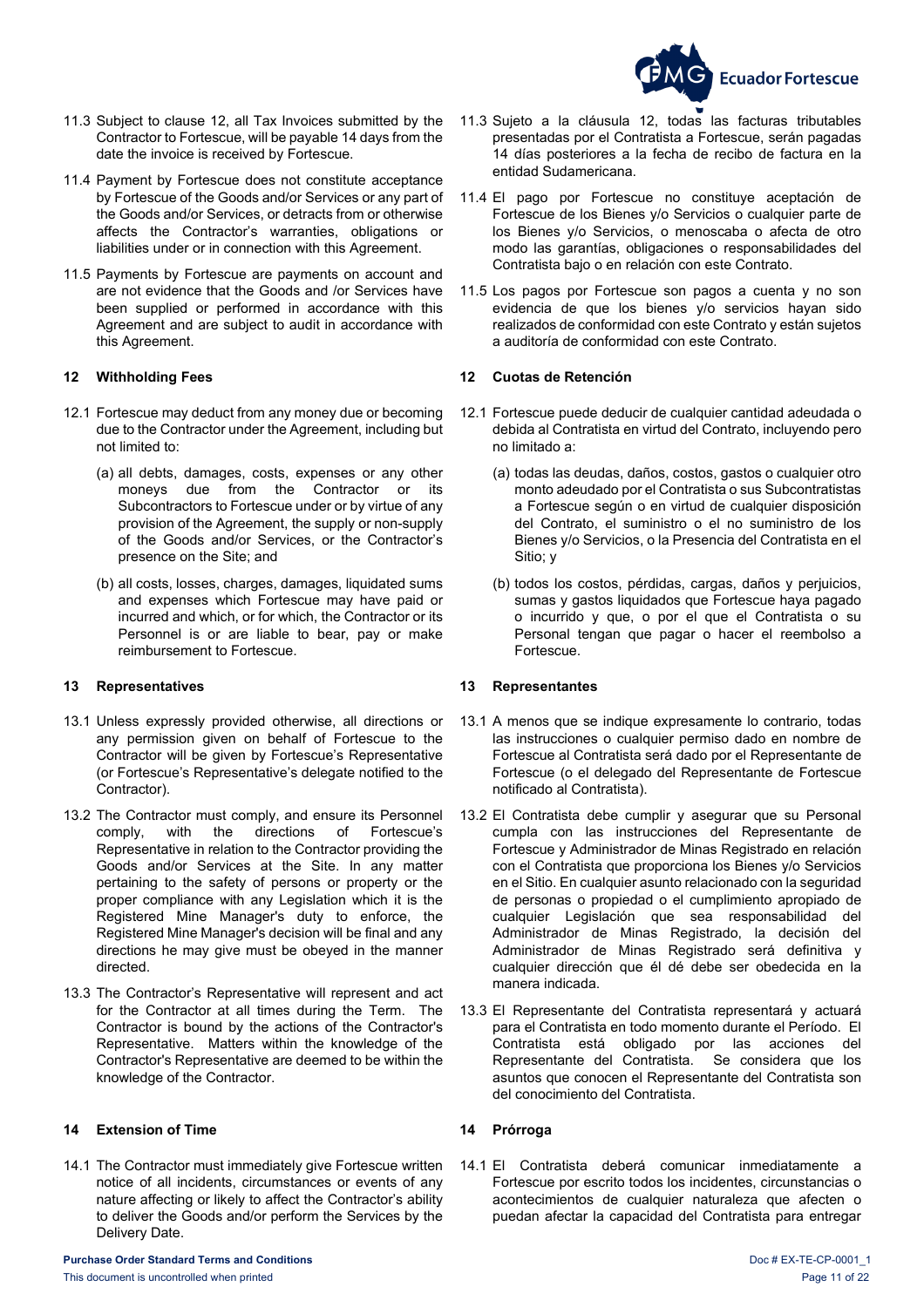11.3 Subject to clause 12, all Tax Invoices submitted by the Contractor to Fortescue, will be payable 14 days from the date the invoice is received by Fortescue.

11.4 Payment by Fortescue does not constitute acceptance by Fortescue of the Goods and/or Services or any part of the Goods and/or Services, or detracts from or otherwise affects the Contractor's warranties, obligations or liabilities under or in connection with this Agreement.

11.5 Payments by Fortescue are payments on account and are not evidence that the Goods and /or Services have been supplied or performed in accordance with this Agreement and are subject to audit in accordance with this Agreement.

## 12 Withholding Fees

12.1 Fortescue may deduct from any money due or becoming due to the Contractor under the Agreement, including but not limited to:

(a) all debts, damages, costs, expenses or any other moneys due from the Contractor or its Subcontractors to Fortescue under or by virtue of any provision of the Agreement, the supply or non-supply of the Goods and/or Services, or the Contractor's presence on the Site; and

(b) all costs, losses, charges, damages, liquidated sums and expenses which Fortescue may have paid or incurred and which, or for which, the Contractor or its Personnel is or are liable to bear, pay or make reimbursement to Fortescue.

## 13 Representatives

13.1 Unless expressly provided otherwise, all directions or any permission given on behalf of Fortescue to the Contractor will be given by Fortescue's Representative (or Fortescue's Representative's delegate notified to the Contractor).

13.2 The Contractor must comply, and ensure its Personnel comply, with the directions of Fortescue's Representative in relation to the Contractor providing the Goods and/or Services at the Site. In any matter pertaining to the safety of persons or property or the proper compliance with any Legislation which it is the Registered Mine Manager's duty to enforce, the Registered Mine Manager's decision will be final and any directions he may give must be obeyed in the manner directed.

13.3 The Contractor's Representative will represent and act for the Contractor at all times during the Term. The Contractor is bound by the actions of the Contractor's Representative. Matters within the knowledge of the Contractor's Representative are deemed to be within the knowledge of the Contractor.

## 14 Extension of Time

14.1 The Contractor must immediately give Fortescue written notice of all incidents, circumstances or events of any nature affecting or likely to affect the Contractor's ability to deliver the Goods and/or perform the Services by the Delivery Date.

11.3 Sujeto a la cláusula 12, todas las facturas tributables presentadas por el Contratista a Fortescue, serán pagadas 14 días posteriores a la fecha de recibo de factura en la entidad Sudamericana.

11.4 El pago por Fortescue no constituye aceptación de Fortescue de los Bienes y/o Servicios o cualquier parte de los Bienes y/o Servicios, o menoscaba o afecta de otro modo las garantías, obligaciones o responsabilidades del Contratista bajo o en relación con este Contrato.

11.5 Los pagos por Fortescue son pagos a cuenta y no son evidencia de que los bienes y/o servicios hayan sido realizados de conformidad con este Contrato y están sujetos a auditoría de conformidad con este Contrato.

## 12 Cuotas de Retención

12.1 Fortescue puede deducir de cualquier cantidad adeudada o debida al Contratista en virtud del Contrato, incluyendo pero no limitado a:

(a) todas las deudas, daños, costos, gastos o cualquier otro monto adeudado por el Contratista o sus Subcontratistas a Fortescue según o en virtud de cualquier disposición del Contrato, el suministro o el no suministro de los Bienes y/o Servicios, o la Presencia del Contratista en el Sitio; y

(b) todos los costos, pérdidas, cargas, daños y perjuicios, sumas y gastos liquidados que Fortescue haya pagado o incurrido y que, o por el que el Contratista o su Personal tengan que pagar o hacer el reembolso a Fortescue.

## 13 Representantes

13.1 A menos que se indique expresamente lo contrario, todas las instrucciones o cualquier permiso dado en nombre de Fortescue al Contratista será dado por el Representante de Fortescue (o el delegado del Representante de Fortescue notificado al Contratista).

13.2 El Contratista debe cumplir y asegurar que su Personal cumpla con las instrucciones del Representante de Fortescue y Administrador de Minas Registrado en relación con el Contratista que proporciona los Bienes y/o Servicios en el Sitio. En cualquier asunto relacionado con la seguridad de personas o propiedad o el cumplimiento apropiado de cualquier Legislación que sea responsabilidad del Administrador de Minas Registrado, la decisión del Administrador de Minas Registrado será definitiva y cualquier dirección que él dé debe ser obedecida en la manera indicada.

13.3 El Representante del Contratista representará y actuará para el Contratista en todo momento durante el Período. El Contratista está obligado por las acciones del Representante del Contratista. Se considera que los asuntos que conocen el Representante del Contratista son del conocimiento del Contratista.

## 14 Prórroga

14.1 El Contratista deberá comunicar inmediatamente a Fortescue por escrito todos los incidentes, circunstancias o acontecimientos de cualquier naturaleza que afecten o puedan afectar la capacidad del Contratista para entregar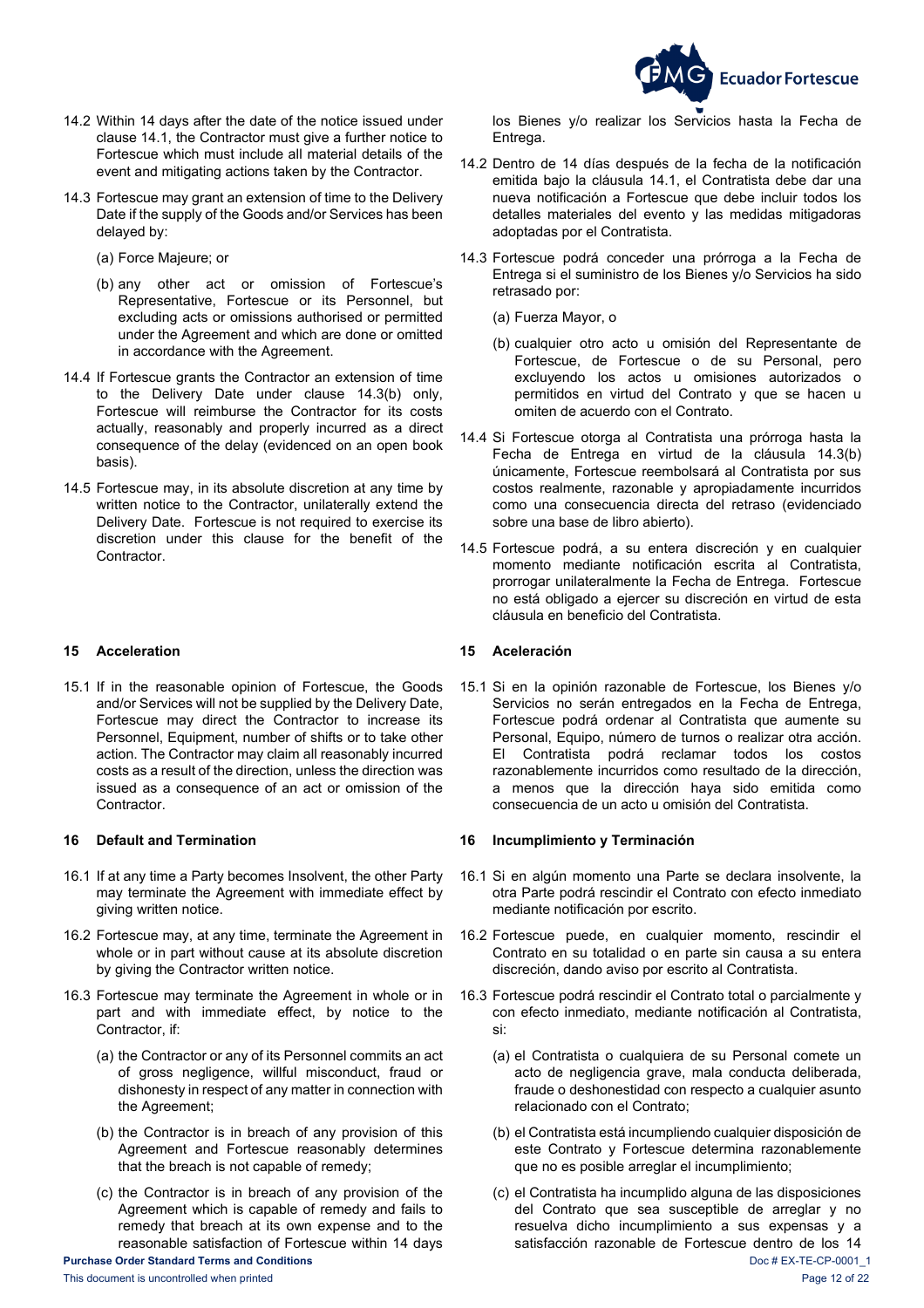14.2 Within 14 days after the date of the notice issued under clause 14.1, the Contractor must give a further notice to Fortescue which must include all material details of the event and mitigating actions taken by the Contractor.

14.3 Fortescue may grant an extension of time to the Delivery Date if the supply of the Goods and/or Services has been delayed by:

(a) Force Majeure; or

(b) any other act or omission of Fortescue's Representative, Fortescue or its Personnel, but excluding acts or omissions authorised or permitted under the Agreement and which are done or omitted in accordance with the Agreement.

14.4 If Fortescue grants the Contractor an extension of time to the Delivery Date under clause 14.3(b) only, Fortescue will reimburse the Contractor for its costs actually, reasonably and properly incurred as a direct consequence of the delay (evidenced on an open book basis).

14.5 Fortescue may, in its absolute discretion at any time by written notice to the Contractor, unilaterally extend the Delivery Date. Fortescue is not required to exercise its discretion under this clause for the benefit of the Contractor.

## 15 Acceleration

15.1 If in the reasonable opinion of Fortescue, the Goods and/or Services will not be supplied by the Delivery Date, Fortescue may direct the Contractor to increase its Personnel, Equipment, number of shifts or to take other action. The Contractor may claim all reasonably incurred costs as a result of the direction, unless the direction was issued as a consequence of an act or omission of the Contractor.

## 16 Default and Termination

16.1 If at any time a Party becomes Insolvent, the other Party may terminate the Agreement with immediate effect by giving written notice.

16.2 Fortescue may, at any time, terminate the Agreement in whole or in part without cause at its absolute discretion by giving the Contractor written notice.

16.3 Fortescue may terminate the Agreement in whole or in part and with immediate effect, by notice to the Contractor, if:

(a) the Contractor or any of its Personnel commits an act of gross negligence, willful misconduct, fraud or dishonesty in respect of any matter in connection with the Agreement;

(b) the Contractor is in breach of any provision of this Agreement and Fortescue reasonably determines that the breach is not capable of remedy;

(c) the Contractor is in breach of any provision of the Agreement which is capable of remedy and fails to remedy that breach at its own expense and to the reasonable satisfaction of Fortescue within 14 days

los Bienes y/o realizar los Servicios hasta la Fecha de Entrega.

14.2 Dentro de 14 días después de la fecha de la notificación emitida bajo la cláusula 14.1, el Contratista debe dar una nueva notificación a Fortescue que debe incluir todos los detalles materiales del evento y las medidas mitigadoras adoptadas por el Contratista.

14.3 Fortescue podrá conceder una prórroga a la Fecha de Entrega si el suministro de los Bienes y/o Servicios ha sido retrasado por:

(a) Fuerza Mayor, o

(b) cualquier otro acto u omisión del Representante de Fortescue, de Fortescue o de su Personal, pero excluyendo los actos u omisiones autorizados o permitidos en virtud del Contrato y que se hacen u omiten de acuerdo con el Contrato.

14.4 Si Fortescue otorga al Contratista una prórroga hasta la Fecha de Entrega en virtud de la cláusula 14.3(b) únicamente, Fortescue reembolsará al Contratista por sus costos realmente, razonable y apropiadamente incurridos como una consecuencia directa del retraso (evidenciado sobre una base de libro abierto).

14.5 Fortescue podrá, a su entera discreción y en cualquier momento mediante notificación escrita al Contratista, prorrogar unilateralmente la Fecha de Entrega. Fortescue no está obligado a ejercer su discreción en virtud de esta cláusula en beneficio del Contratista.

## 15 Aceleración

15.1 Si en la opinión razonable de Fortescue, los Bienes y/o Servicios no serán entregados en la Fecha de Entrega, Fortescue podrá ordenar al Contratista que aumente su Personal, Equipo, número de turnos o realizar otra acción. El Contratista podrá reclamar todos los costos razonablemente incurridos como resultado de la dirección, a menos que la dirección haya sido emitida como consecuencia de un acto u omisión del Contratista.

## 16 Incumplimiento y Terminación

16.1 Si en algún momento una Parte se declara insolvente, la otra Parte podrá rescindir el Contrato con efecto inmediato mediante notificación por escrito.

16.2 Fortescue puede, en cualquier momento, rescindir el Contrato en su totalidad o en parte sin causa a su entera discreción, dando aviso por escrito al Contratista.

16.3 Fortescue podrá rescindir el Contrato total o parcialmente y con efecto inmediato, mediante notificación al Contratista, si:

(a) el Contratista o cualquiera de su Personal comete un acto de negligencia grave, mala conducta deliberada, fraude o deshonestidad con respecto a cualquier asunto relacionado con el Contrato;

(b) el Contratista está incumpliendo cualquier disposición de este Contrato y Fortescue determina razonablemente que no es posible arreglar el incumplimiento;

(c) el Contratista ha incumplido alguna de las disposiciones del Contrato que sea susceptible de arreglar y no resuelva dicho incumplimiento a sus expensas y a satisfacción razonable de Fortescue dentro de los 14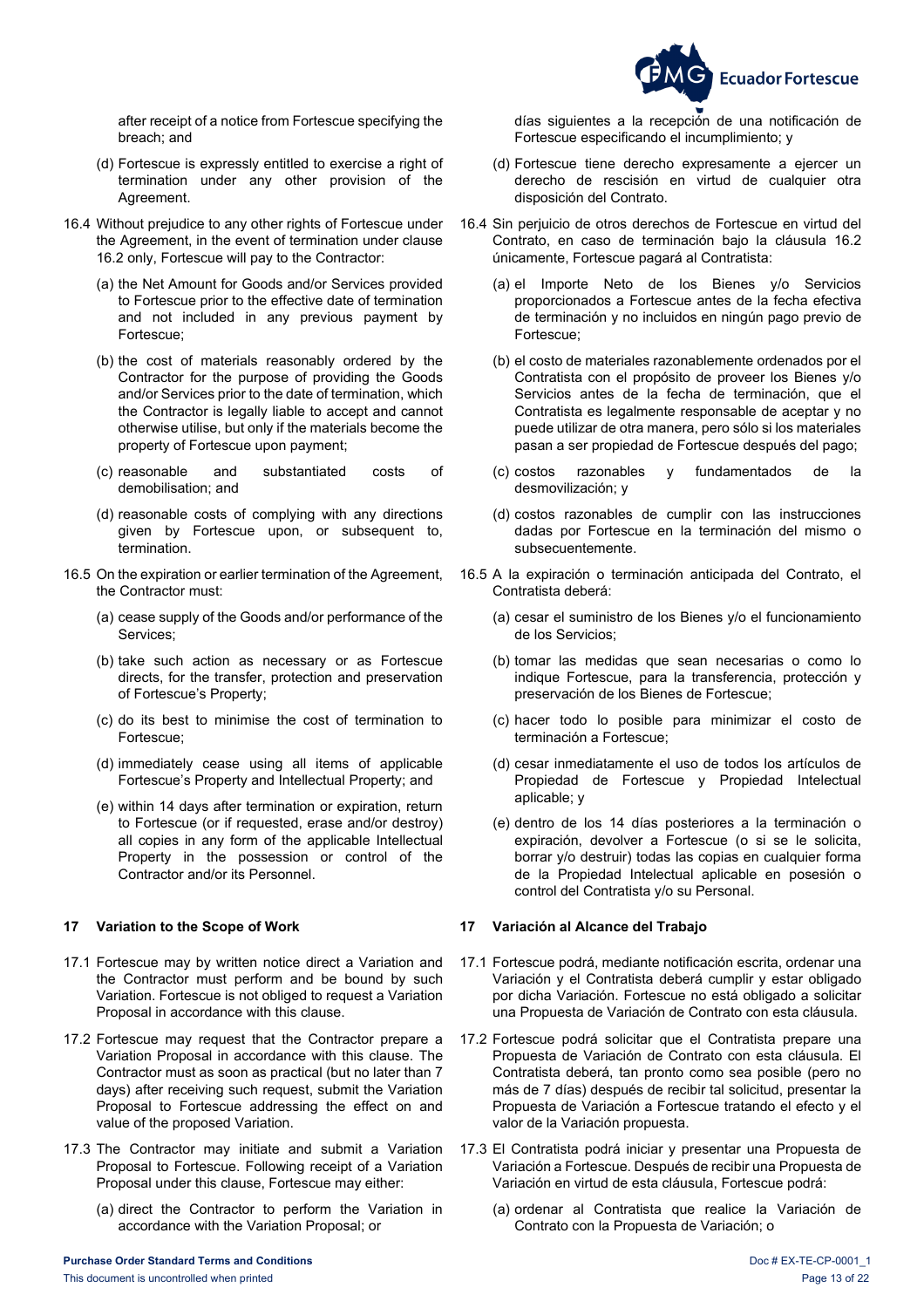after receipt of a notice from Fortescue specifying the breach; and

(d) Fortescue is expressly entitled to exercise a right of termination under any other provision of the Agreement.

16.4 Without prejudice to any other rights of Fortescue under the Agreement, in the event of termination under clause 16.2 only, Fortescue will pay to the Contractor:

(a) the Net Amount for Goods and/or Services provided to Fortescue prior to the effective date of termination and not included in any previous payment by Fortescue;

(b) the cost of materials reasonably ordered by the Contractor for the purpose of providing the Goods and/or Services prior to the date of termination, which the Contractor is legally liable to accept and cannot otherwise utilise, but only if the materials become the property of Fortescue upon payment;

(c) reasonable and substantiated costs of demobilisation; and

(d) reasonable costs of complying with any directions given by Fortescue upon, or subsequent to, termination.

16.5 On the expiration or earlier termination of the Agreement, the Contractor must:

(a) cease supply of the Goods and/or performance of the Services;

(b) take such action as necessary or as Fortescue directs, for the transfer, protection and preservation of Fortescue's Property;

(c) do its best to minimise the cost of termination to Fortescue;

(d) immediately cease using all items of applicable Fortescue's Property and Intellectual Property; and

(e) within 14 days after termination or expiration, return to Fortescue (or if requested, erase and/or destroy) all copies in any form of the applicable Intellectual Property in the possession or control of the Contractor and/or its Personnel.

**17 Variation to the Scope of Work**

17.1 Fortescue may by written notice direct a Variation and the Contractor must perform and be bound by such Variation. Fortescue is not obliged to request a Variation Proposal in accordance with this clause.

17.2 Fortescue may request that the Contractor prepare a Variation Proposal in accordance with this clause. The Contractor must as soon as practical (but no later than 7 days) after receiving such request, submit the Variation Proposal to Fortescue addressing the effect on and value of the proposed Variation.

17.3 The Contractor may initiate and submit a Variation Proposal to Fortescue. Following receipt of a Variation Proposal under this clause, Fortescue may either:

(a) direct the Contractor to perform the Variation in accordance with the Variation Proposal; or

días siguientes a la recepción de una notificación de Fortescue especificando el incumplimiento; y

(d) Fortescue tiene derecho expresamente a ejercer un derecho de rescisión en virtud de cualquier otra disposición del Contrato.

16.4 Sin perjuicio de otros derechos de Fortescue en virtud del Contrato, en caso de terminación bajo la cláusula 16.2 únicamente, Fortescue pagará al Contratista:

(a) el Importe Neto de los Bienes y/o Servicios proporcionados a Fortescue antes de la fecha efectiva de terminación y no incluidos en ningún pago previo de Fortescue;

(b) el costo de materiales razonablemente ordenados por el Contratista con el propósito de proveer los Bienes y/o Servicios antes de la fecha de terminación, que el Contratista es legalmente responsable de aceptar y no puede utilizar de otra manera, pero sólo si los materiales pasan a ser propiedad de Fortescue después del pago;

(c) costos razonables y fundamentados de la desmovilización; y

(d) costos razonables de cumplir con las instrucciones dadas por Fortescue en la terminación del mismo o subsecuentemente.

16.5 A la expiración o terminación anticipada del Contrato, el Contratista deberá:

(a) cesar el suministro de los Bienes y/o el funcionamiento de los Servicios;

(b) tomar las medidas que sean necesarias o como lo indique Fortescue, para la transferencia, protección y preservación de los Bienes de Fortescue;

(c) hacer todo lo posible para minimizar el costo de terminación a Fortescue;

(d) cesar inmediatamente el uso de todos los artículos de Propiedad de Fortescue y Propiedad Intelectual aplicable; y

(e) dentro de los 14 días posteriores a la terminación o expiración, devolver a Fortescue (o si se le solicita, borrar y/o destruir) todas las copias en cualquier forma de la Propiedad Intelectual aplicable en posesión o control del Contratista y/o su Personal.

**17 Variación al Alcance del Trabajo**

17.1 Fortescue podrá, mediante notificación escrita, ordenar una Variación y el Contratista deberá cumplir y estar obligado por dicha Variación. Fortescue no está obligado a solicitar una Propuesta de Variación de Contrato con esta cláusula.

17.2 Fortescue podrá solicitar que el Contratista prepare una Propuesta de Variación de Contrato con esta cláusula. El Contratista deberá, tan pronto como sea posible (pero no más de 7 días) después de recibir tal solicitud, presentar la Propuesta de Variación a Fortescue tratando el efecto y el valor de la Variación propuesta.

17.3 El Contratista podrá iniciar y presentar una Propuesta de Variación a Fortescue. Después de recibir una Propuesta de Variación en virtud de esta cláusula, Fortescue podrá:

(a) ordenar al Contratista que realice la Variación de Contrato con la Propuesta de Variación; o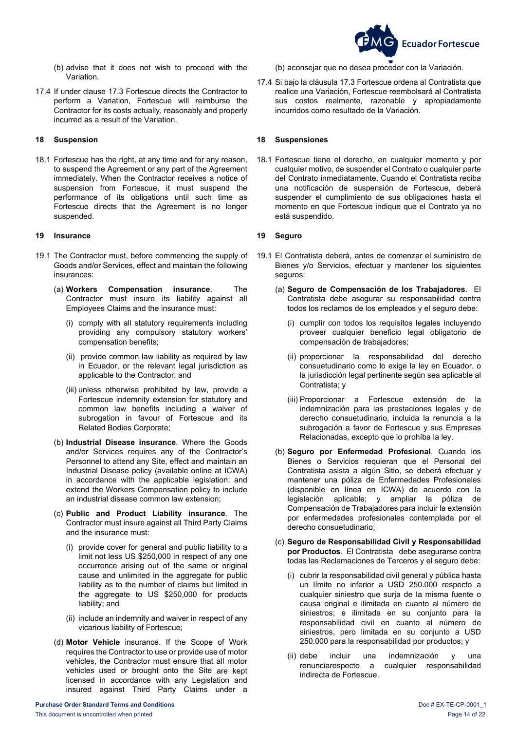(b) advise that it does not wish to proceed with the Variation.

17.4 If under clause 17.3 Fortescue directs the Contractor to perform a Variation, Fortescue will reimburse the Contractor for its costs actually, reasonably and properly incurred as a result of the Variation.

## 18 Suspension

18.1 Fortescue has the right, at any time and for any reason, to suspend the Agreement or any part of the Agreement immediately. When the Contractor receives a notice of suspension from Fortescue, it must suspend the performance of its obligations until such time as Fortescue directs that the Agreement is no longer suspended.

## 19 Insurance

19.1 The Contractor must, before commencing the supply of Goods and/or Services, effect and maintain the following insurances:

(a) **Workers Compensation insurance**. The Contractor must insure its liability against all Employees Claims and the insurance must:

(i) comply with all statutory requirements including providing any compulsory statutory workers' compensation benefits;

(ii) provide common law liability as required by law in Ecuador, or the relevant legal jurisdiction as applicable to the Contractor; and

(iii) unless otherwise prohibited by law, provide a Fortescue indemnity extension for statutory and common law benefits including a waiver of subrogation in favour of Fortescue and its Related Bodies Corporate;

(b) **Industrial Disease insurance**. Where the Goods and/or Services requires any of the Contractor's Personnel to attend any Site, effect and maintain an Industrial Disease policy (available online at ICWA) in accordance with the applicable legislation; and extend the Workers Compensation policy to include an industrial disease common law extension;

(c) **Public and Product Liability insurance**. The Contractor must insure against all Third Party Claims and the insurance must:

(i) provide cover for general and public liability to a limit not less US $250,000 in respect of any one occurrence arising out of the same or original cause and unlimited in the aggregate for public liability as to the number of claims but limited in the aggregate to US $250,000 for products liability; and

(ii) include an indemnity and waiver in respect of any vicarious liability of Fortescue;

(d) **Motor Vehicle** insurance. If the Scope of Work requires the Contractor to use or provide use of motor vehicles, the Contractor must ensure that all motor vehicles used or brought onto the Site are kept licensed in accordance with any Legislation and insured against Third Party Claims under a

(b) aconsejar que no desea proceder con la Variación.

17.4 Si bajo la cláusula 17.3 Fortescue ordena al Contratista que realice una Variación, Fortescue reembolsará al Contratista sus costos realmente, razonable y apropiadamente incurridos como resultado de la Variación.

## 18 Suspensiones

18.1 Fortescue tiene el derecho, en cualquier momento y por cualquier motivo, de suspender el Contrato o cualquier parte del Contrato inmediatamente. Cuando el Contratista reciba una notificación de suspensión de Fortescue, deberá suspender el cumplimiento de sus obligaciones hasta el momento en que Fortescue indique que el Contrato ya no está suspendido.

## 19 Seguro

19.1 El Contratista deberá, antes de comenzar el suministro de Bienes y/o Servicios, efectuar y mantener los siguientes seguros:

(a) **Seguro de Compensación de los Trabajadores**. El Contratista debe asegurar su responsabilidad contra todos los reclamos de los empleados y el seguro debe:

(i) cumplir con todos los requisitos legales incluyendo proveer cualquier beneficio legal obligatorio de compensación de trabajadores;

(ii) proporcionar la responsabilidad del derecho consuetudinario como lo exige la ley en Ecuador, o la jurisdicción legal pertinente según sea aplicable al Contratista; y

(iii) Proporcionar a Fortescue extensión de la indemnización para las prestaciones legales y de derecho consuetudinario, incluida la renuncia a la subrogación a favor de Fortescue y sus Empresas Relacionadas, excepto que lo prohíba la ley.

(b) **Seguro por Enfermedad Profesional**. Cuando los Bienes o Servicios requieran que el Personal del Contratista asista a algún Sitio, se deberá efectuar y mantener una póliza de Enfermedades Profesionales (disponible en línea en ICWA) de acuerdo con la legislación aplicable; y ampliar la póliza de Compensación de Trabajadores para incluir la extensión por enfermedades profesionales contemplada por el derecho consuetudinario;

(c) **Seguro de Responsabilidad Civil y Responsabilidad por Productos**. El Contratista debe asegurarse contra todas las Reclamaciones de Terceros y el seguro debe:

(i) cubrir la responsabilidad civil general y pública hasta un límite no inferior a USD 250.000 respecto a cualquier siniestro que surja de la misma fuente o causa original e ilimitada en cuanto al número de siniestros; e ilimitada en su conjunto para la responsabilidad civil en cuanto al número de siniestros, pero limitada en su conjunto a USD 250.000 para la responsabilidad por productos; y

(ii) debe incluir una indemnización y una renunciarespecto a cualquier responsabilidad indirecta de Fortescue.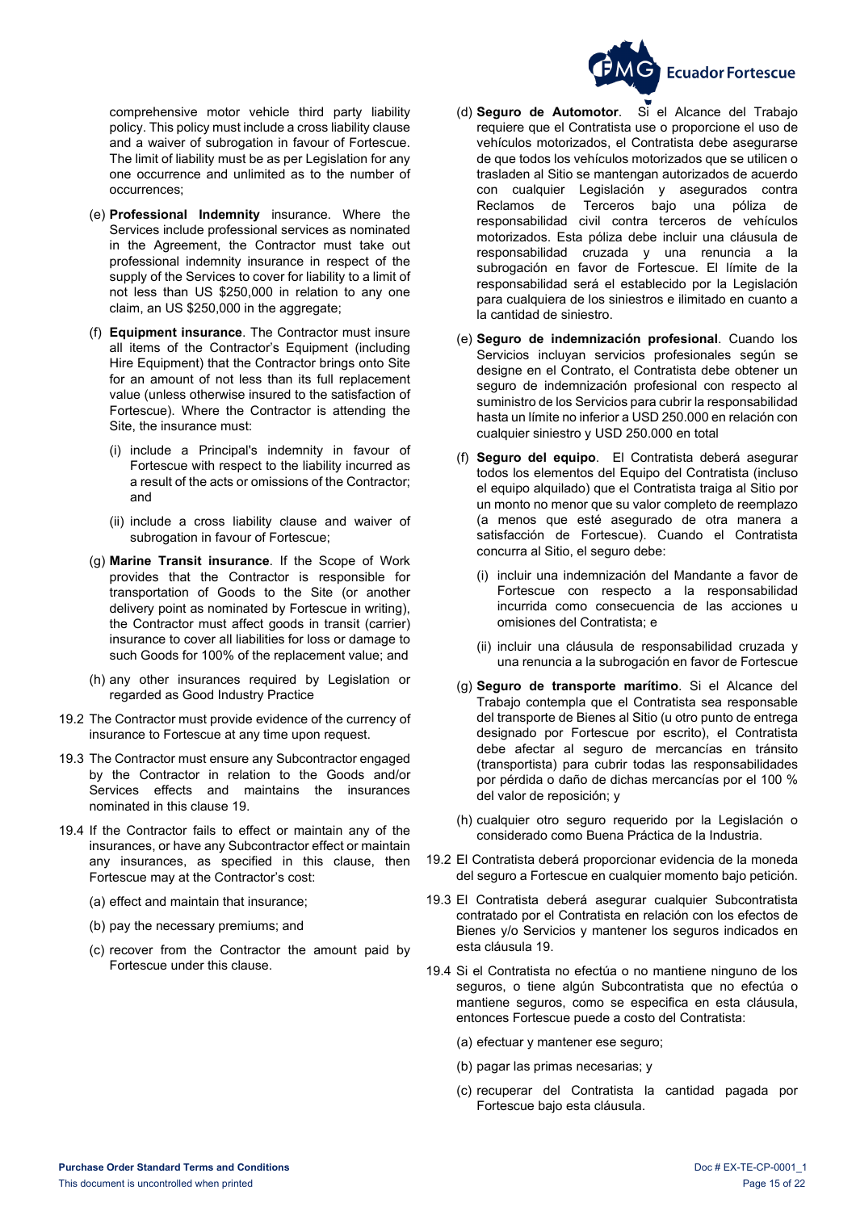comprehensive motor vehicle third party liability policy. This policy must include a cross liability clause and a waiver of subrogation in favour of Fortescue. The limit of liability must be as per Legislation for any one occurrence and unlimited as to the number of occurrences;

(e) **Professional Indemnity** insurance. Where the Services include professional services as nominated in the Agreement, the Contractor must take out professional indemnity insurance in respect of the supply of the Services to cover for liability to a limit of not less than US $250,000 in relation to any one claim, an US $250,000 in the aggregate;

(f) **Equipment insurance**. The Contractor must insure all items of the Contractor's Equipment (including Hire Equipment) that the Contractor brings onto Site for an amount of not less than its full replacement value (unless otherwise insured to the satisfaction of Fortescue). Where the Contractor is attending the Site, the insurance must:

(i) include a Principal's indemnity in favour of Fortescue with respect to the liability incurred as a result of the acts or omissions of the Contractor; and

(ii) include a cross liability clause and waiver of subrogation in favour of Fortescue;

(g) **Marine Transit insurance**. If the Scope of Work provides that the Contractor is responsible for transportation of Goods to the Site (or another delivery point as nominated by Fortescue in writing), the Contractor must affect goods in transit (carrier) insurance to cover all liabilities for loss or damage to such Goods for 100% of the replacement value; and

(h) any other insurances required by Legislation or regarded as Good Industry Practice

19.2 The Contractor must provide evidence of the currency of insurance to Fortescue at any time upon request.

19.3 The Contractor must ensure any Subcontractor engaged by the Contractor in relation to the Goods and/or Services effects and maintains the insurances nominated in this clause 19.

19.4 If the Contractor fails to effect or maintain any of the insurances, or have any Subcontractor effect or maintain any insurances, as specified in this clause, then Fortescue may at the Contractor's cost:

(a) effect and maintain that insurance;

(b) pay the necessary premiums; and

(c) recover from the Contractor the amount paid by Fortescue under this clause.

(d) **Seguro de Automotor**. Si el Alcance del Trabajo requiere que el Contratista use o proporcione el uso de vehículos motorizados, el Contratista debe asegurarse de que todos los vehículos motorizados que se utilicen o trasladen al Sitio se mantengan autorizados de acuerdo con cualquier Legislación y asegurados contra Reclamos de Terceros bajo una póliza de responsabilidad civil contra terceros de vehículos motorizados. Esta póliza debe incluir una cláusula de responsabilidad cruzada y una renuncia a la subrogación en favor de Fortescue. El límite de la responsabilidad será el establecido por la Legislación para cualquiera de los siniestros e ilimitado en cuanto a la cantidad de siniestro.

(e) **Seguro de indemnización profesional**. Cuando los Servicios incluyan servicios profesionales según se designe en el Contrato, el Contratista debe obtener un seguro de indemnización profesional con respecto al suministro de los Servicios para cubrir la responsabilidad hasta un límite no inferior a USD 250.000 en relación con cualquier siniestro y USD 250.000 en total

(f) **Seguro del equipo**. El Contratista deberá asegurar todos los elementos del Equipo del Contratista (incluso el equipo alquilado) que el Contratista traiga al Sitio por un monto no menor que su valor completo de reemplazo (a menos que esté asegurado de otra manera a satisfacción de Fortescue). Cuando el Contratista concurra al Sitio, el seguro debe:

(i) incluir una indemnización del Mandante a favor de Fortescue con respecto a la responsabilidad incurrida como consecuencia de las acciones u omisiones del Contratista; e

(ii) incluir una cláusula de responsabilidad cruzada y una renuncia a la subrogación en favor de Fortescue

(g) **Seguro de transporte marítimo**. Si el Alcance del Trabajo contempla que el Contratista sea responsable del transporte de Bienes al Sitio (u otro punto de entrega designado por Fortescue por escrito), el Contratista debe afectar al seguro de mercancías en tránsito (transportista) para cubrir todas las responsabilidades por pérdida o daño de dichas mercancías por el 100 % del valor de reposición; y

(h) cualquier otro seguro requerido por la Legislación o considerado como Buena Práctica de la Industria.

19.2 El Contratista deberá proporcionar evidencia de la moneda del seguro a Fortescue en cualquier momento bajo petición.

19.3 El Contratista deberá asegurar cualquier Subcontratista contratado por el Contratista en relación con los efectos de Bienes y/o Servicios y mantener los seguros indicados en esta cláusula 19.

19.4 Si el Contratista no efectúa o no mantiene ninguno de los seguros, o tiene algún Subcontratista que no efectúa o mantiene seguros, como se especifica en esta cláusula, entonces Fortescue puede a costo del Contratista:

(a) efectuar y mantener ese seguro;

(b) pagar las primas necesarias; y

(c) recuperar del Contratista la cantidad pagada por Fortescue bajo esta cláusula.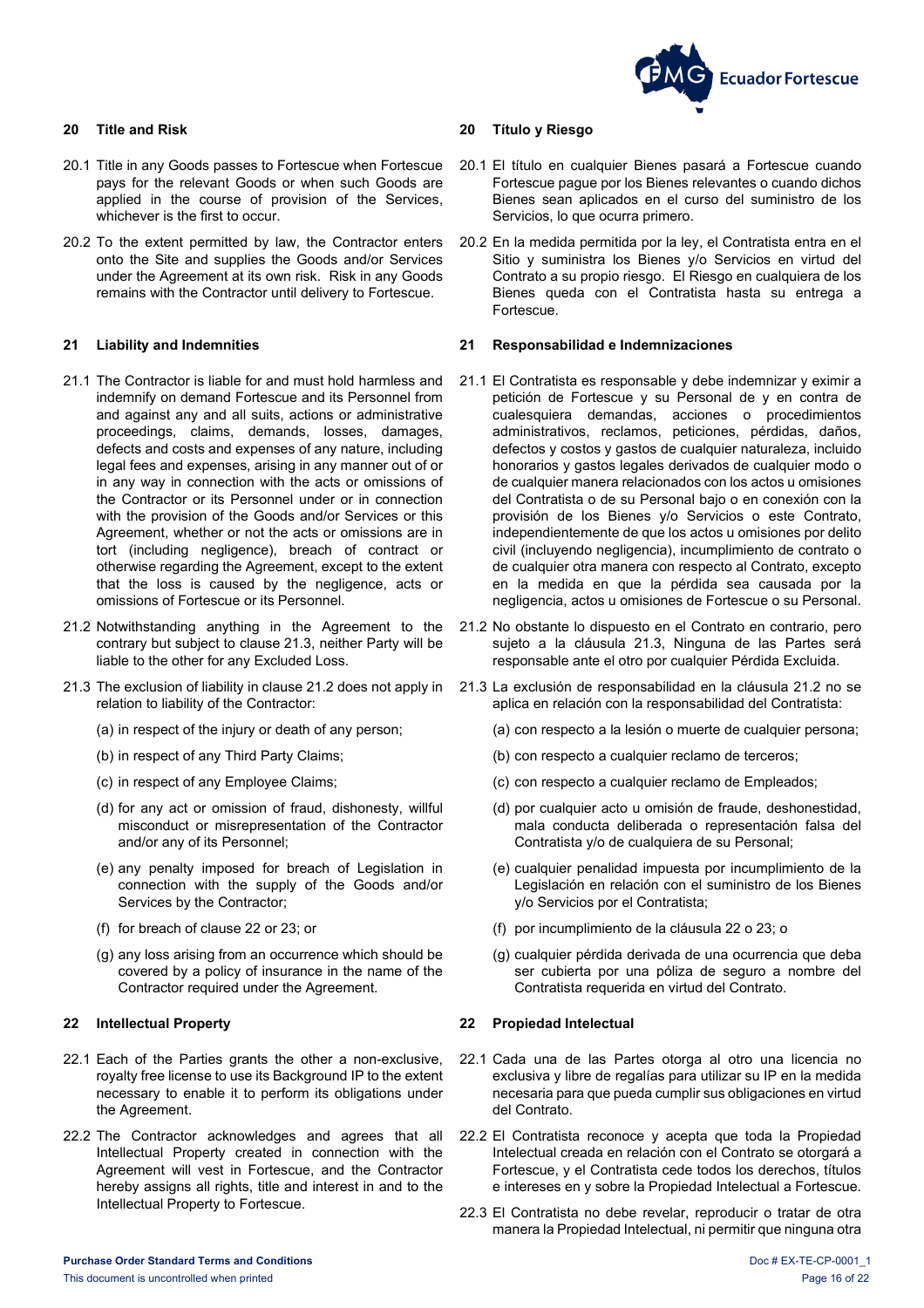## 20 Title and Risk

20.1 Title in any Goods passes to Fortescue when Fortescue pays for the relevant Goods or when such Goods are applied in the course of provision of the Services, whichever is the first to occur.

20.2 To the extent permitted by law, the Contractor enters onto the Site and supplies the Goods and/or Services under the Agreement at its own risk. Risk in any Goods remains with the Contractor until delivery to Fortescue.

## 21 Liability and Indemnities

21.1 The Contractor is liable for and must hold harmless and indemnify on demand Fortescue and its Personnel from and against any and all suits, actions or administrative proceedings, claims, demands, losses, damages, defects and costs and expenses of any nature, including legal fees and expenses, arising in any manner out of or in any way in connection with the acts or omissions of the Contractor or its Personnel under or in connection with the provision of the Goods and/or Services or this Agreement, whether or not the acts or omissions are in tort (including negligence), breach of contract or otherwise regarding the Agreement, except to the extent that the loss is caused by the negligence, acts or omissions of Fortescue or its Personnel.

21.2 Notwithstanding anything in the Agreement to the contrary but subject to clause 21.3, neither Party will be liable to the other for any Excluded Loss.

21.3 The exclusion of liability in clause 21.2 does not apply in relation to liability of the Contractor:

(a) in respect of the injury or death of any person;

(b) in respect of any Third Party Claims;

(c) in respect of any Employee Claims;

(d) for any act or omission of fraud, dishonesty, willful misconduct or misrepresentation of the Contractor and/or any of its Personnel;

(e) any penalty imposed for breach of Legislation in connection with the supply of the Goods and/or Services by the Contractor;

(f) for breach of clause 22 or 23; or

(g) any loss arising from an occurrence which should be covered by a policy of insurance in the name of the Contractor required under the Agreement.

## 22 Intellectual Property

22.1 Each of the Parties grants the other a non-exclusive, royalty free license to use its Background IP to the extent necessary to enable it to perform its obligations under the Agreement.

22.2 The Contractor acknowledges and agrees that all Intellectual Property created in connection with the Agreement will vest in Fortescue, and the Contractor hereby assigns all rights, title and interest in and to the Intellectual Property to Fortescue.

## 20 Título y Riesgo

20.1 El título en cualquier Bienes pasará a Fortescue cuando Fortescue pague por los Bienes relevantes o cuando dichos Bienes sean aplicados en el curso del suministro de los Servicios, lo que ocurra primero.

20.2 En la medida permitida por la ley, el Contratista entra en el Sitio y suministra los Bienes y/o Servicios en virtud del Contrato a su propio riesgo. El Riesgo en cualquiera de los Bienes queda con el Contratista hasta su entrega a Fortescue.

## 21 Responsabilidad e Indemnizaciones

21.1 El Contratista es responsable y debe indemnizar y eximir a petición de Fortescue y su Personal de y en contra de cualesquiera demandas, acciones o procedimientos administrativos, reclamos, peticiones, pérdidas, daños, defectos y costos y gastos de cualquier naturaleza, incluido honorarios y gastos legales derivados de cualquier modo o de cualquier manera relacionados con los actos u omisiones del Contratista o de su Personal bajo o en conexión con la provisión de los Bienes y/o Servicios o este Contrato, independientemente de que los actos u omisiones por delito civil (incluyendo negligencia), incumplimiento de contrato o de cualquier otra manera con respecto al Contrato, excepto en la medida en que la pérdida sea causada por la negligencia, actos u omisiones de Fortescue o su Personal.

21.2 No obstante lo dispuesto en el Contrato en contrario, pero sujeto a la cláusula 21.3, Ninguna de las Partes será responsable ante el otro por cualquier Pérdida Excluida.

21.3 La exclusión de responsabilidad en la cláusula 21.2 no se aplica en relación con la responsabilidad del Contratista:

(a) con respecto a la lesión o muerte de cualquier persona;

(b) con respecto a cualquier reclamo de terceros;

(c) con respecto a cualquier reclamo de Empleados;

(d) por cualquier acto u omisión de fraude, deshonestidad, mala conducta deliberada o representación falsa del Contratista y/o de cualquiera de su Personal;

(e) cualquier penalidad impuesta por incumplimiento de la Legislación en relación con el suministro de los Bienes y/o Servicios por el Contratista;

(f) por incumplimiento de la cláusula 22 o 23; o

(g) cualquier pérdida derivada de una ocurrencia que deba ser cubierta por una póliza de seguro a nombre del Contratista requerida en virtud del Contrato.

## 22 Propiedad Intelectual

22.1 Cada una de las Partes otorga al otro una licencia no exclusiva y libre de regalías para utilizar su IP en la medida necesaria para que pueda cumplir sus obligaciones en virtud del Contrato.

22.2 El Contratista reconoce y acepta que toda la Propiedad Intelectual creada en relación con el Contrato se otorgará a Fortescue, y el Contratista cede todos los derechos, títulos e intereses en y sobre la Propiedad Intelectual a Fortescue.

22.3 El Contratista no debe revelar, reproducir o tratar de otra manera la Propiedad Intelectual, ni permitir que ninguna otra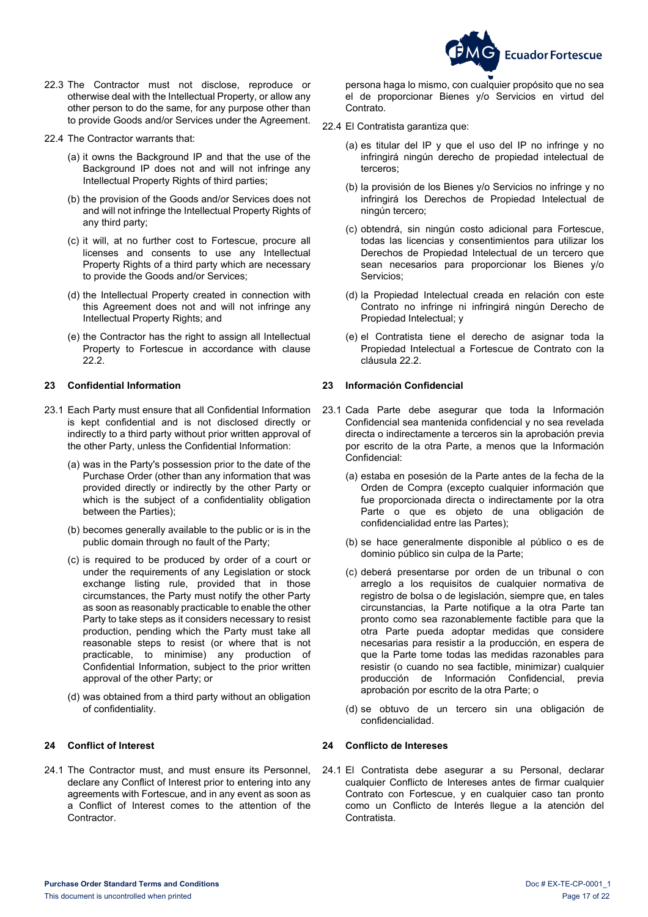22.3 The Contractor must not disclose, reproduce or otherwise deal with the Intellectual Property, or allow any other person to do the same, for any purpose other than to provide Goods and/or Services under the Agreement.

22.4 The Contractor warrants that:

(a) it owns the Background IP and that the use of the Background IP does not and will not infringe any Intellectual Property Rights of third parties;

(b) the provision of the Goods and/or Services does not and will not infringe the Intellectual Property Rights of any third party;

(c) it will, at no further cost to Fortescue, procure all licenses and consents to use any Intellectual Property Rights of a third party which are necessary to provide the Goods and/or Services;

(d) the Intellectual Property created in connection with this Agreement does not and will not infringe any Intellectual Property Rights; and

(e) the Contractor has the right to assign all Intellectual Property to Fortescue in accordance with clause 22.2.

persona haga lo mismo, con cualquier propósito que no sea el de proporcionar Bienes y/o Servicios en virtud del Contrato.

22.4 El Contratista garantiza que:

(a) es titular del IP y que el uso del IP no infringe y no infringirá ningún derecho de propiedad intelectual de terceros;

(b) la provisión de los Bienes y/o Servicios no infringe y no infringirá los Derechos de Propiedad Intelectual de ningún tercero;

(c) obtendrá, sin ningún costo adicional para Fortescue, todas las licencias y consentimientos para utilizar los Derechos de Propiedad Intelectual de un tercero que sean necesarios para proporcionar los Bienes y/o Servicios;

(d) la Propiedad Intelectual creada en relación con este Contrato no infringe ni infringirá ningún Derecho de Propiedad Intelectual; y

(e) el Contratista tiene el derecho de asignar toda la Propiedad Intelectual a Fortescue de Contrato con la cláusula 22.2.

## 23 Confidential Information

23.1 Each Party must ensure that all Confidential Information is kept confidential and is not disclosed directly or indirectly to a third party without prior written approval of the other Party, unless the Confidential Information:

(a) was in the Party's possession prior to the date of the Purchase Order (other than any information that was provided directly or indirectly by the other Party or which is the subject of a confidentiality obligation between the Parties);

(b) becomes generally available to the public or is in the public domain through no fault of the Party;

(c) is required to be produced by order of a court or under the requirements of any Legislation or stock exchange listing rule, provided that in those circumstances, the Party must notify the other Party as soon as reasonably practicable to enable the other Party to take steps as it considers necessary to resist production, pending which the Party must take all reasonable steps to resist (or where that is not practicable, to minimise) any production of Confidential Information, subject to the prior written approval of the other Party; or

(d) was obtained from a third party without an obligation of confidentiality.

## 23 Información Confidencial

23.1 Cada Parte debe asegurar que toda la Información Confidencial sea mantenida confidencial y no sea revelada directa o indirectamente a terceros sin la aprobación previa por escrito de la otra Parte, a menos que la Información Confidencial:

(a) estaba en posesión de la Parte antes de la fecha de la Orden de Compra (excepto cualquier información que fue proporcionada directa o indirectamente por la otra Parte o que es objeto de una obligación de confidencialidad entre las Partes);

(b) se hace generalmente disponible al público o es de dominio público sin culpa de la Parte;

(c) deberá presentarse por orden de un tribunal o con arreglo a los requisitos de cualquier normativa de registro de bolsa o de legislación, siempre que, en tales circunstancias, la Parte notifique a la otra Parte tan pronto como sea razonablemente factible para que la otra Parte pueda adoptar medidas que considere necesarias para resistir a la producción, en espera de que la Parte tome todas las medidas razonables para resistir (o cuando no sea factible, minimizar) cualquier producción de Información Confidencial, previa aprobación por escrito de la otra Parte; o

(d) se obtuvo de un tercero sin una obligación de confidencialidad.

## 24 Conflict of Interest

24.1 The Contractor must, and must ensure its Personnel, declare any Conflict of Interest prior to entering into any agreements with Fortescue, and in any event as soon as a Conflict of Interest comes to the attention of the Contractor.

## 24 Conflicto de Intereses

24.1 El Contratista debe asegurar a su Personal, declarar cualquier Conflicto de Intereses antes de firmar cualquier Contrato con Fortescue, y en cualquier caso tan pronto como un Conflicto de Interés llegue a la atención del Contratista.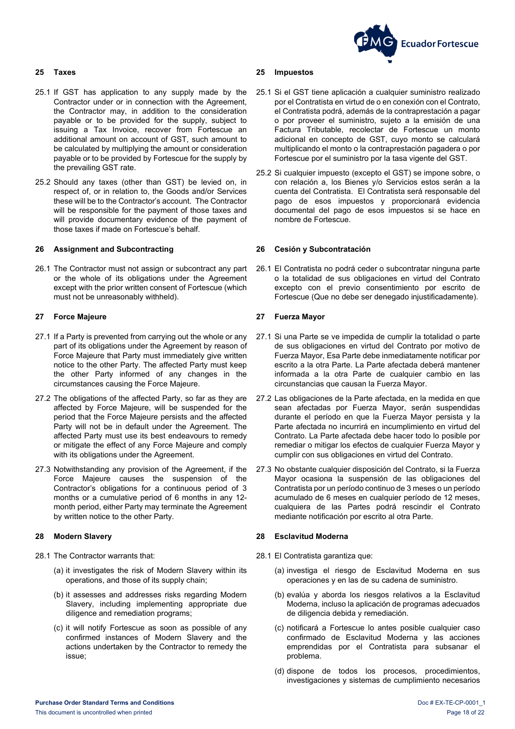## 25 Taxes

25.1 If GST has application to any supply made by the Contractor under or in connection with the Agreement, the Contractor may, in addition to the consideration payable or to be provided for the supply, subject to issuing a Tax Invoice, recover from Fortescue an additional amount on account of GST, such amount to be calculated by multiplying the amount or consideration payable or to be provided by Fortescue for the supply by the prevailing GST rate.

25.2 Should any taxes (other than GST) be levied on, in respect of, or in relation to, the Goods and/or Services these will be to the Contractor's account. The Contractor will be responsible for the payment of those taxes and will provide documentary evidence of the payment of those taxes if made on Fortescue's behalf.

## 26 Assignment and Subcontracting

26.1 The Contractor must not assign or subcontract any part or the whole of its obligations under the Agreement except with the prior written consent of Fortescue (which must not be unreasonably withheld).

## 27 Force Majeure

27.1 If a Party is prevented from carrying out the whole or any part of its obligations under the Agreement by reason of Force Majeure that Party must immediately give written notice to the other Party. The affected Party must keep the other Party informed of any changes in the circumstances causing the Force Majeure.

27.2 The obligations of the affected Party, so far as they are affected by Force Majeure, will be suspended for the period that the Force Majeure persists and the affected Party will not be in default under the Agreement. The affected Party must use its best endeavours to remedy or mitigate the effect of any Force Majeure and comply with its obligations under the Agreement.

27.3 Notwithstanding any provision of the Agreement, if the Force Majeure causes the suspension of the Contractor's obligations for a continuous period of 3 months or a cumulative period of 6 months in any 12-month period, either Party may terminate the Agreement by written notice to the other Party.

## 28 Modern Slavery

28.1 The Contractor warrants that:

(a) it investigates the risk of Modern Slavery within its operations, and those of its supply chain;

(b) it assesses and addresses risks regarding Modern Slavery, including implementing appropriate due diligence and remediation programs;

(c) it will notify Fortescue as soon as possible of any confirmed instances of Modern Slavery and the actions undertaken by the Contractor to remedy the issue;

## 25 Impuestos

25.1 Si el GST tiene aplicación a cualquier suministro realizado por el Contratista en virtud de o en conexión con el Contrato, el Contratista podrá, además de la contraprestación a pagar o por proveer el suministro, sujeto a la emisión de una Factura Tributable, recolectar de Fortescue un monto adicional en concepto de GST, cuyo monto se calculará multiplicando el monto o la contraprestación pagadera o por Fortescue por el suministro por la tasa vigente del GST.

25.2 Si cualquier impuesto (excepto el GST) se impone sobre, o con relación a, los Bienes y/o Servicios estos serán a la cuenta del Contratista. El Contratista será responsable del pago de esos impuestos y proporcionará evidencia documental del pago de esos impuestos si se hace en nombre de Fortescue.

## 26 Cesión y Subcontratación

26.1 El Contratista no podrá ceder o subcontratar ninguna parte o la totalidad de sus obligaciones en virtud del Contrato excepto con el previo consentimiento por escrito de Fortescue (Que no debe ser denegado injustificadamente).

## 27 Fuerza Mayor

27.1 Si una Parte se ve impedida de cumplir la totalidad o parte de sus obligaciones en virtud del Contrato por motivo de Fuerza Mayor, Esa Parte debe inmediatamente notificar por escrito a la otra Parte. La Parte afectada deberá mantener informada a la otra Parte de cualquier cambio en las circunstancias que causan la Fuerza Mayor.

27.2 Las obligaciones de la Parte afectada, en la medida en que sean afectadas por Fuerza Mayor, serán suspendidas durante el período en que la Fuerza Mayor persista y la Parte afectada no incurrirá en incumplimiento en virtud del Contrato. La Parte afectada debe hacer todo lo posible por remediar o mitigar los efectos de cualquier Fuerza Mayor y cumplir con sus obligaciones en virtud del Contrato.

27.3 No obstante cualquier disposición del Contrato, si la Fuerza Mayor ocasiona la suspensión de las obligaciones del Contratista por un período continuo de 3 meses o un período acumulado de 6 meses en cualquier período de 12 meses, cualquiera de las Partes podrá rescindir el Contrato mediante notificación por escrito al otra Parte.

## 28 Esclavitud Moderna

28.1 El Contratista garantiza que:

(a) investiga el riesgo de Esclavitud Moderna en sus operaciones y en las de su cadena de suministro.

(b) evalúa y aborda los riesgos relativos a la Esclavitud Moderna, incluso la aplicación de programas adecuados de diligencia debida y remediación.

(c) notificará a Fortescue lo antes posible cualquier caso confirmado de Esclavitud Moderna y las acciones emprendidas por el Contratista para subsanar el problema.

(d) dispone de todos los procesos, procedimientos, investigaciones y sistemas de cumplimiento necesarios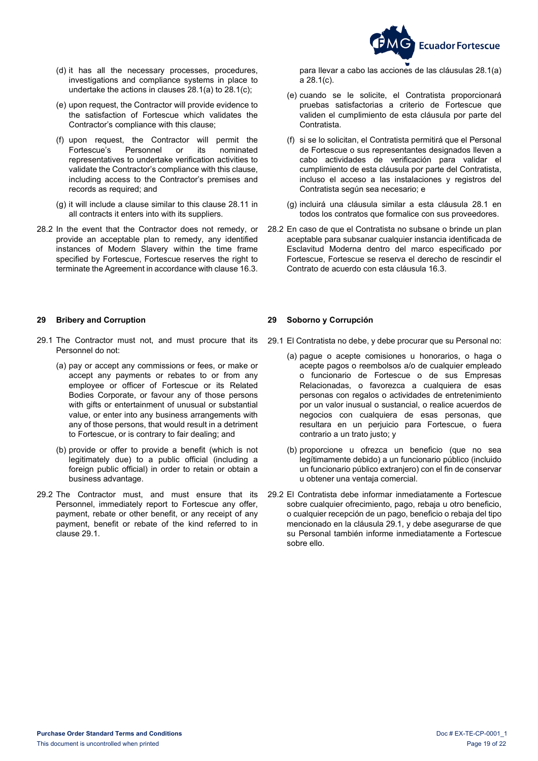(d) it has all the necessary processes, procedures, investigations and compliance systems in place to undertake the actions in clauses 28.1(a) to 28.1(c);

(e) upon request, the Contractor will provide evidence to the satisfaction of Fortescue which validates the Contractor's compliance with this clause;

(f) upon request, the Contractor will permit the Fortescue's Personnel or its nominated representatives to undertake verification activities to validate the Contractor's compliance with this clause, including access to the Contractor's premises and records as required; and

(g) it will include a clause similar to this clause 28.11 in all contracts it enters into with its suppliers.

28.2 In the event that the Contractor does not remedy, or provide an acceptable plan to remedy, any identified instances of Modern Slavery within the time frame specified by Fortescue, Fortescue reserves the right to terminate the Agreement in accordance with clause 16.3.

para llevar a cabo las acciones de las cláusulas 28.1(a) a 28.1(c).

(e) cuando se le solicite, el Contratista proporcionará pruebas satisfactorias a criterio de Fortescue que validen el cumplimiento de esta cláusula por parte del Contratista.

(f) si se lo solicitan, el Contratista permitirá que el Personal de Fortescue o sus representantes designados lleven a cabo actividades de verificación para validar el cumplimiento de esta cláusula por parte del Contratista, incluso el acceso a las instalaciones y registros del Contratista según sea necesario; e

(g) incluirá una cláusula similar a esta cláusula 28.1 en todos los contratos que formalice con sus proveedores.

28.2 En caso de que el Contratista no subsane o brinde un plan aceptable para subsanar cualquier instancia identificada de Esclavitud Moderna dentro del marco especificado por Fortescue, Fortescue se reserva el derecho de rescindir el Contrato de acuerdo con esta cláusula 16.3.

## 29 Bribery and Corruption

29.1 The Contractor must not, and must procure that its Personnel do not:

(a) pay or accept any commissions or fees, or make or accept any payments or rebates to or from any employee or officer of Fortescue or its Related Bodies Corporate, or favour any of those persons with gifts or entertainment of unusual or substantial value, or enter into any business arrangements with any of those persons, that would result in a detriment to Fortescue, or is contrary to fair dealing; and

(b) provide or offer to provide a benefit (which is not legitimately due) to a public official (including a foreign public official) in order to retain or obtain a business advantage.

29.2 The Contractor must, and must ensure that its Personnel, immediately report to Fortescue any offer, payment, rebate or other benefit, or any receipt of any payment, benefit or rebate of the kind referred to in clause 29.1.

## 29 Soborno y Corrupción

29.1 El Contratista no debe, y debe procurar que su Personal no:

(a) pague o acepte comisiones u honorarios, o haga o acepte pagos o reembolsos a/o de cualquier empleado o funcionario de Fortescue o de sus Empresas Relacionadas, o favorezca a cualquiera de esas personas con regalos o actividades de entretenimiento por un valor inusual o sustancial, o realice acuerdos de negocios con cualquiera de esas personas, que resultara en un perjuicio para Fortescue, o fuera contrario a un trato justo; y

(b) proporcione u ofrezca un beneficio (que no sea legítimamente debido) a un funcionario público (incluido un funcionario público extranjero) con el fin de conservar u obtener una ventaja comercial.

29.2 El Contratista debe informar inmediatamente a Fortescue sobre cualquier ofrecimiento, pago, rebaja u otro beneficio, o cualquier recepción de un pago, beneficio o rebaja del tipo mencionado en la cláusula 29.1, y debe asegurarse de que su Personal también informe inmediatamente a Fortescue sobre ello.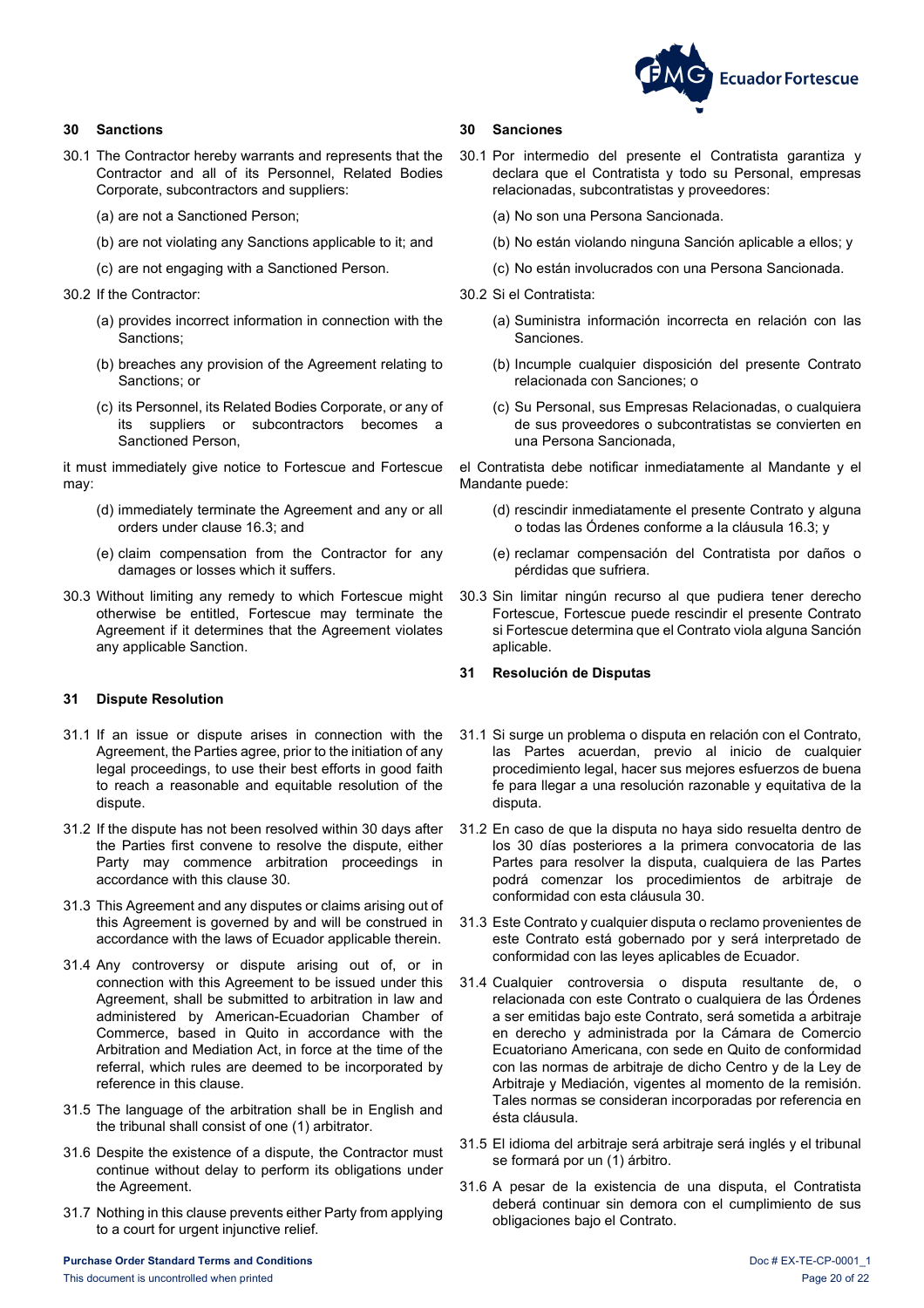## 30 Sanctions

30.1 The Contractor hereby warrants and represents that the Contractor and all of its Personnel, Related Bodies Corporate, subcontractors and suppliers:

(a) are not a Sanctioned Person;

(b) are not violating any Sanctions applicable to it; and

(c) are not engaging with a Sanctioned Person.

30.2 If the Contractor:

(a) provides incorrect information in connection with the Sanctions;

(b) breaches any provision of the Agreement relating to Sanctions; or

(c) its Personnel, its Related Bodies Corporate, or any of its suppliers or subcontractors becomes a Sanctioned Person,

it must immediately give notice to Fortescue and Fortescue may:

(d) immediately terminate the Agreement and any or all orders under clause 16.3; and

(e) claim compensation from the Contractor for any damages or losses which it suffers.

30.3 Without limiting any remedy to which Fortescue might otherwise be entitled, Fortescue may terminate the Agreement if it determines that the Agreement violates any applicable Sanction.

## 31 Dispute Resolution

31.1 If an issue or dispute arises in connection with the Agreement, the Parties agree, prior to the initiation of any legal proceedings, to use their best efforts in good faith to reach a reasonable and equitable resolution of the dispute.

31.2 If the dispute has not been resolved within 30 days after the Parties first convene to resolve the dispute, either Party may commence arbitration proceedings in accordance with this clause 30.

31.3 This Agreement and any disputes or claims arising out of this Agreement is governed by and will be construed in accordance with the laws of Ecuador applicable therein.

31.4 Any controversy or dispute arising out of, or in connection with this Agreement to be issued under this Agreement, shall be submitted to arbitration in law and administered by American-Ecuadorian Chamber of Commerce, based in Quito in accordance with the Arbitration and Mediation Act, in force at the time of the referral, which rules are deemed to be incorporated by reference in this clause.

31.5 The language of the arbitration shall be in English and the tribunal shall consist of one (1) arbitrator.

31.6 Despite the existence of a dispute, the Contractor must continue without delay to perform its obligations under the Agreement.

31.7 Nothing in this clause prevents either Party from applying to a court for urgent injunctive relief.

## 30 Sanciones

30.1 Por intermedio del presente el Contratista garantiza y declara que el Contratista y todo su Personal, empresas relacionadas, subcontratistas y proveedores:

(a) No son una Persona Sancionada.

(b) No están violando ninguna Sanción aplicable a ellos; y

(c) No están involucrados con una Persona Sancionada.

30.2 Si el Contratista:

(a) Suministra información incorrecta en relación con las Sanciones.

(b) Incumple cualquier disposición del presente Contrato relacionada con Sanciones; o

(c) Su Personal, sus Empresas Relacionadas, o cualquiera de sus proveedores o subcontratistas se convierten en una Persona Sancionada,

el Contratista debe notificar inmediatamente al Mandante y el Mandante puede:

(d) rescindir inmediatamente el presente Contrato y alguna o todas las Órdenes conforme a la cláusula 16.3; y

(e) reclamar compensación del Contratista por daños o pérdidas que sufriera.

30.3 Sin limitar ningún recurso al que pudiera tener derecho Fortescue, Fortescue puede rescindir el presente Contrato si Fortescue determina que el Contrato viola alguna Sanción aplicable.

## 31 Resolución de Disputas

31.1 Si surge un problema o disputa en relación con el Contrato, las Partes acuerdan, previo al inicio de cualquier procedimiento legal, hacer sus mejores esfuerzos de buena fe para llegar a una resolución razonable y equitativa de la disputa.

31.2 En caso de que la disputa no haya sido resuelta dentro de los 30 días posteriores a la primera convocatoria de las Partes para resolver la disputa, cualquiera de las Partes podrá comenzar los procedimientos de arbitraje de conformidad con esta cláusula 30.

31.3 Este Contrato y cualquier disputa o reclamo provenientes de este Contrato está gobernado por y será interpretado de conformidad con las leyes aplicables de Ecuador.

31.4 Cualquier controversia o disputa resultante de, o relacionada con este Contrato o cualquiera de las Órdenes a ser emitidas bajo este Contrato, será sometida a arbitraje en derecho y administrada por la Cámara de Comercio Ecuatoriano Americana, con sede en Quito de conformidad con las normas de arbitraje de dicho Centro y de la Ley de Arbitraje y Mediación, vigentes al momento de la remisión. Tales normas se consideran incorporadas por referencia en ésta cláusula.

31.5 El idioma del arbitraje será arbitraje será inglés y el tribunal se formará por un (1) árbitro.

31.6 A pesar de la existencia de una disputa, el Contratista deberá continuar sin demora con el cumplimiento de sus obligaciones bajo el Contrato.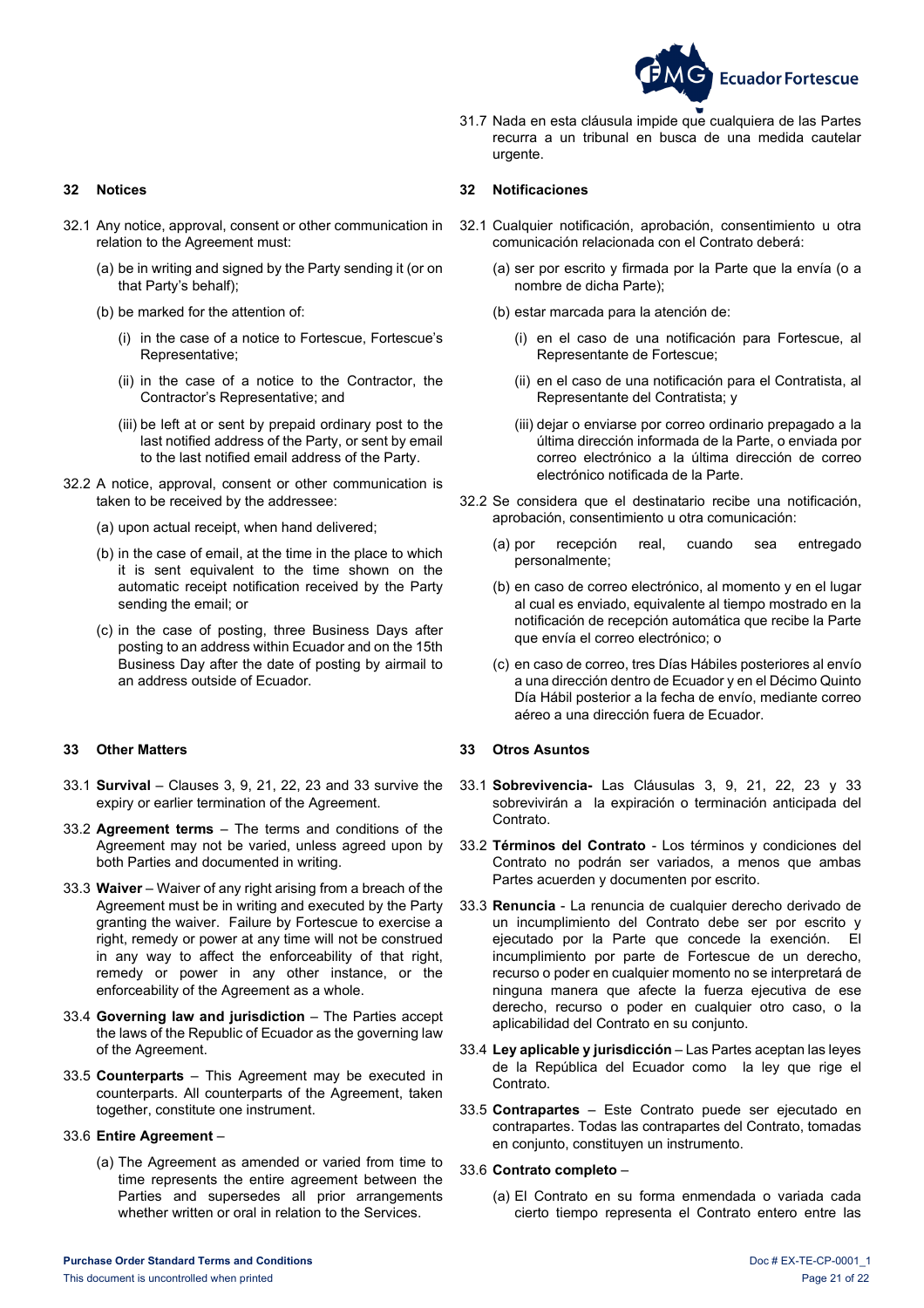31.7 Nada en esta cláusula impide que cualquiera de las Partes recurra a un tribunal en busca de una medida cautelar urgente.

## 32 Notices

32.1 Any notice, approval, consent or other communication in relation to the Agreement must:

(a) be in writing and signed by the Party sending it (or on that Party's behalf);

(b) be marked for the attention of:

(i) in the case of a notice to Fortescue, Fortescue's Representative;

(ii) in the case of a notice to the Contractor, the Contractor's Representative; and

(iii) be left at or sent by prepaid ordinary post to the last notified address of the Party, or sent by email to the last notified email address of the Party.

32.2 A notice, approval, consent or other communication is taken to be received by the addressee:

(a) upon actual receipt, when hand delivered;

(b) in the case of email, at the time in the place to which it is sent equivalent to the time shown on the automatic receipt notification received by the Party sending the email; or

(c) in the case of posting, three Business Days after posting to an address within Ecuador and on the 15th Business Day after the date of posting by airmail to an address outside of Ecuador.

## 32 Notificaciones

32.1 Cualquier notificación, aprobación, consentimiento u otra comunicación relacionada con el Contrato deberá:

(a) ser por escrito y firmada por la Parte que la envía (o a nombre de dicha Parte);

(b) estar marcada para la atención de:

(i) en el caso de una notificación para Fortescue, al Representante de Fortescue;

(ii) en el caso de una notificación para el Contratista, al Representante del Contratista; y

(iii) dejar o enviarse por correo ordinario prepagado a la última dirección informada de la Parte, o enviada por correo electrónico a la última dirección de correo electrónico notificada de la Parte.

32.2 Se considera que el destinatario recibe una notificación, aprobación, consentimiento u otra comunicación:

(a) por recepción real, cuando sea entregado personalmente;

(b) en caso de correo electrónico, al momento y en el lugar al cual es enviado, equivalente al tiempo mostrado en la notificación de recepción automática que recibe la Parte que envía el correo electrónico; o

(c) en caso de correo, tres Días Hábiles posteriores al envío a una dirección dentro de Ecuador y en el Décimo Quinto Día Hábil posterior a la fecha de envío, mediante correo aéreo a una dirección fuera de Ecuador.

## 33 Other Matters

33.1 **Survival** – Clauses 3, 9, 21, 22, 23 and 33 survive the expiry or earlier termination of the Agreement.

33.2 **Agreement terms** – The terms and conditions of the Agreement may not be varied, unless agreed upon by both Parties and documented in writing.

33.3 **Waiver** – Waiver of any right arising from a breach of the Agreement must be in writing and executed by the Party granting the waiver. Failure by Fortescue to exercise a right, remedy or power at any time will not be construed in any way to affect the enforceability of that right, remedy or power in any other instance, or the enforceability of the Agreement as a whole.

33.4 **Governing law and jurisdiction** – The Parties accept the laws of the Republic of Ecuador as the governing law of the Agreement.

33.5 **Counterparts** – This Agreement may be executed in counterparts. All counterparts of the Agreement, taken together, constitute one instrument.

33.6 **Entire Agreement** –

(a) The Agreement as amended or varied from time to time represents the entire agreement between the Parties and supersedes all prior arrangements whether written or oral in relation to the Services.

## 33 Otros Asuntos

33.1 **Sobrevivencia-** Las Cláusulas 3, 9, 21, 22, 23 y 33 sobrevivirán a la expiración o terminación anticipada del Contrato.

33.2 **Términos del Contrato** - Los términos y condiciones del Contrato no podrán ser variados, a menos que ambas Partes acuerden y documenten por escrito.

33.3 **Renuncia** - La renuncia de cualquier derecho derivado de un incumplimiento del Contrato debe ser por escrito y ejecutado por la Parte que concede la exención. El incumplimiento por parte de Fortescue de un derecho, recurso o poder en cualquier momento no se interpretará de ninguna manera que afecte la fuerza ejecutiva de ese derecho, recurso o poder en cualquier otro caso, o la aplicabilidad del Contrato en su conjunto.

33.4 **Ley aplicable y jurisdicción** – Las Partes aceptan las leyes de la República del Ecuador como la ley que rige el Contrato.

33.5 **Contrapartes** – Este Contrato puede ser ejecutado en contrapartes. Todas las contrapartes del Contrato, tomadas en conjunto, constituyen un instrumento.

33.6 **Contrato completo** –

(a) El Contrato en su forma enmendada o variada cada cierto tiempo representa el Contrato entero entre las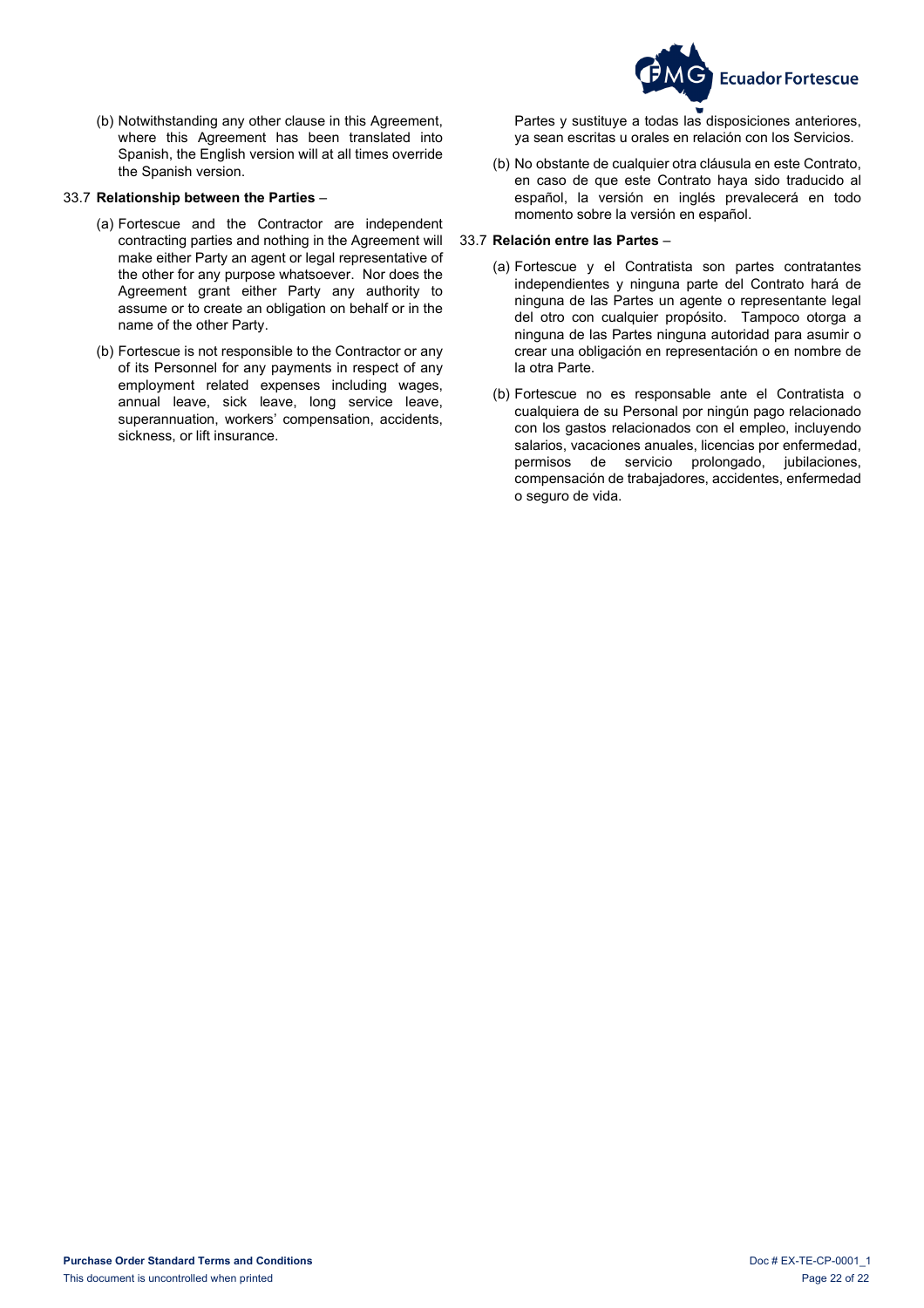(b) Notwithstanding any other clause in this Agreement, where this Agreement has been translated into Spanish, the English version will at all times override the Spanish version.

33.7 **Relationship between the Parties** –

(a) Fortescue and the Contractor are independent contracting parties and nothing in the Agreement will make either Party an agent or legal representative of the other for any purpose whatsoever. Nor does the Agreement grant either Party any authority to assume or to create an obligation on behalf or in the name of the other Party.

(b) Fortescue is not responsible to the Contractor or any of its Personnel for any payments in respect of any employment related expenses including wages, annual leave, sick leave, long service leave, superannuation, workers' compensation, accidents, sickness, or lift insurance.

Partes y sustituye a todas las disposiciones anteriores, ya sean escritas u orales en relación con los Servicios.

(b) No obstante de cualquier otra cláusula en este Contrato, en caso de que este Contrato haya sido traducido al español, la versión en inglés prevalecerá en todo momento sobre la versión en español.

33.7 **Relación entre las Partes** –

(a) Fortescue y el Contratista son partes contratantes independientes y ninguna parte del Contrato hará de ninguna de las Partes un agente o representante legal del otro con cualquier propósito. Tampoco otorga a ninguna de las Partes ninguna autoridad para asumir o crear una obligación en representación o en nombre de la otra Parte.

(b) Fortescue no es responsable ante el Contratista o cualquiera de su Personal por ningún pago relacionado con los gastos relacionados con el empleo, incluyendo salarios, vacaciones anuales, licencias por enfermedad, permisos de servicio prolongado, jubilaciones, compensación de trabajadores, accidentes, enfermedad o seguro de vida.